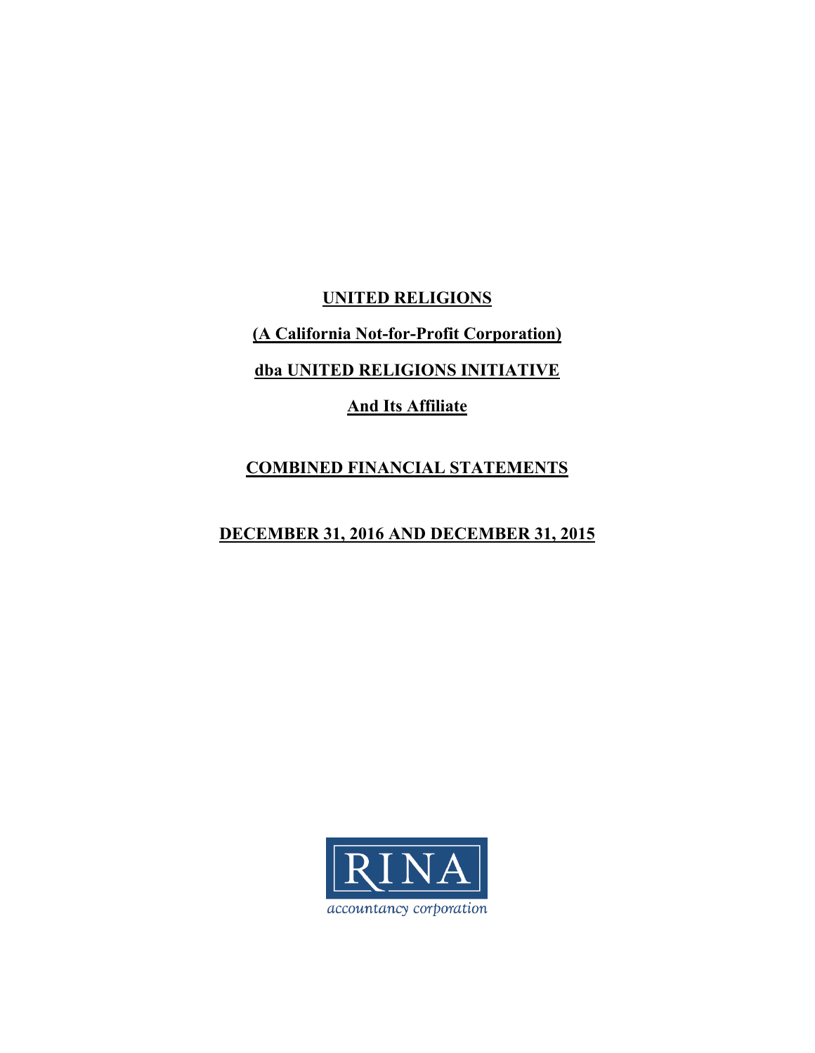# UNITED RELIGIONS

## (A California Not-for-Profit Corporation)

## dba UNITED RELIGIONS INITIATIVE

## And Its Affiliate

## COMBINED FINANCIAL STATEMENTS

## DECEMBER 31, 2016 AND DECEMBER 31, 2015

RINA

accountancy corporation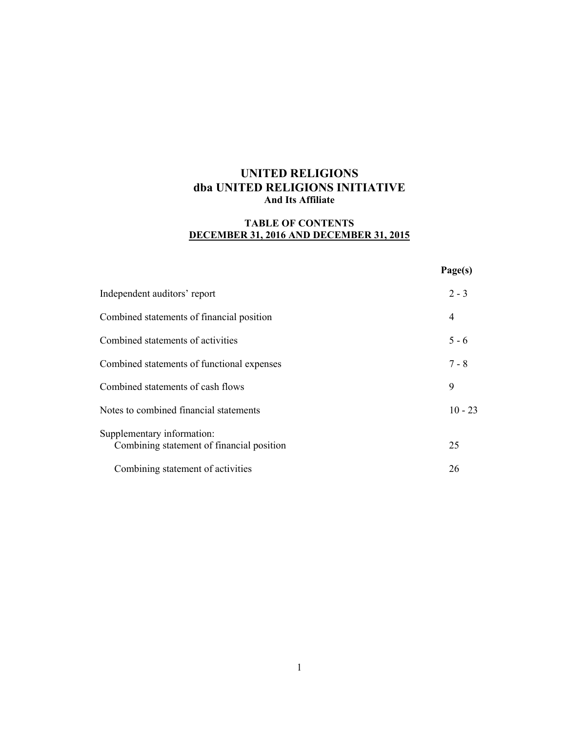# UNITED RELIGIONS
## dba UNITED RELIGIONS INITIATIVE
### And Its Affiliate

### TABLE OF CONTENTS
### DECEMBER 31, 2016 AND DECEMBER 31, 2015

| | Page(s) |
|---|---|
| Independent auditors' report | 2 - 3 |
| Combined statements of financial position | 4 |
| Combined statements of activities | 5 - 6 |
| Combined statements of functional expenses | 7 - 8 |
| Combined statements of cash flows | 9 |
| Notes to combined financial statements | 10 - 23 |
| Supplementary information: | |
| Combining statement of financial position | 25 |
| Combining statement of activities | 26 |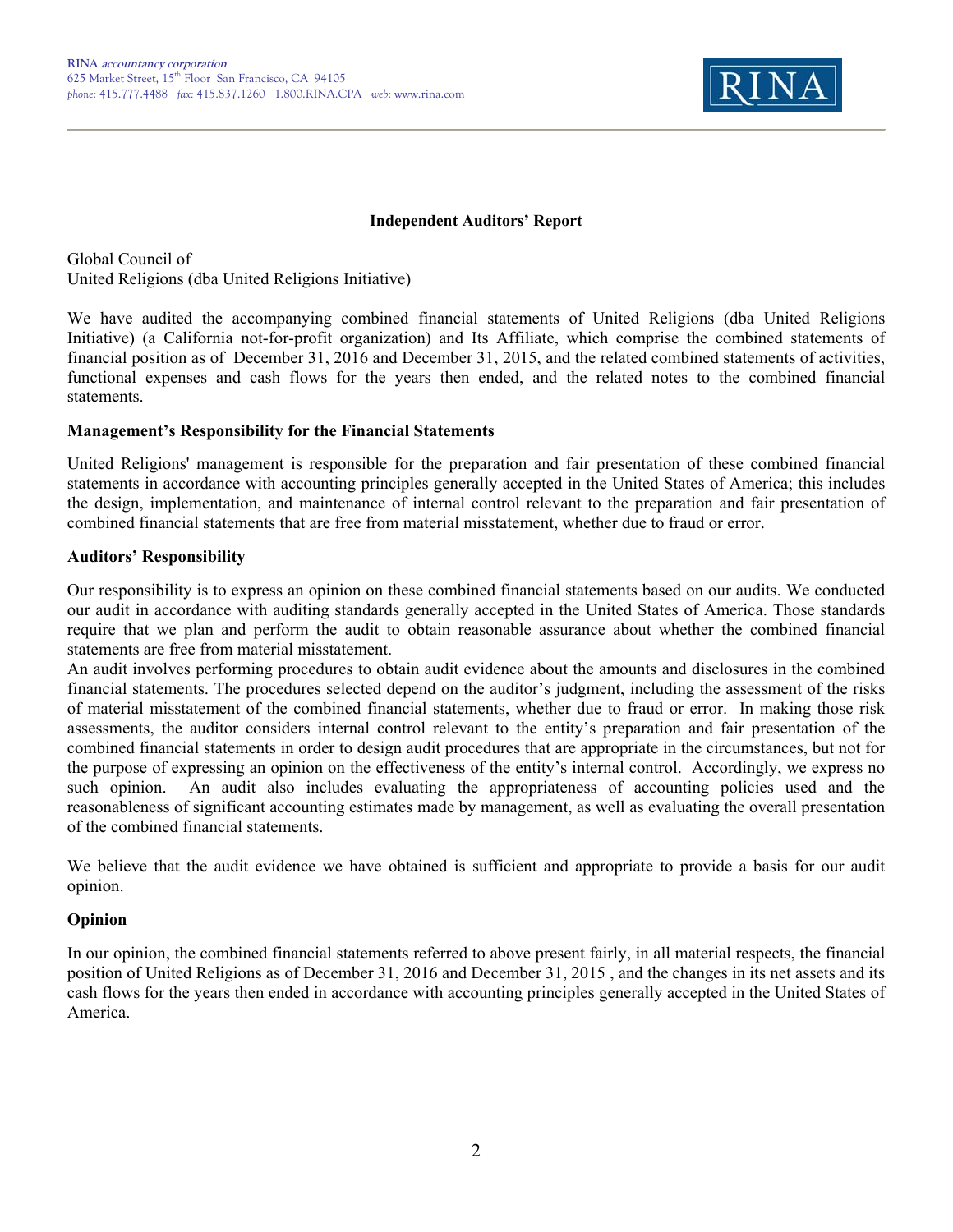RINA *accountancy corporation*
625 Market Street, 15[th] Floor San Francisco, CA 94105
*phone*: 415.777.4488 *fax*: 415.837.1260 1.800.RINA.CPA *web*: www.rina.com

**Independent Auditors' Report**

Global Council of
United Religions (dba United Religions Initiative)

We have audited the accompanying combined financial statements of United Religions (dba United Religions Initiative) (a California not-for-profit organization) and Its Affiliate, which comprise the combined statements of financial position as of December 31, 2016 and December 31, 2015, and the related combined statements of activities, functional expenses and cash flows for the years then ended, and the related notes to the combined financial statements.

**Management's Responsibility for the Financial Statements**

United Religions' management is responsible for the preparation and fair presentation of these combined financial statements in accordance with accounting principles generally accepted in the United States of America; this includes the design, implementation, and maintenance of internal control relevant to the preparation and fair presentation of combined financial statements that are free from material misstatement, whether due to fraud or error.

**Auditors' Responsibility**

Our responsibility is to express an opinion on these combined financial statements based on our audits. We conducted our audit in accordance with auditing standards generally accepted in the United States of America. Those standards require that we plan and perform the audit to obtain reasonable assurance about whether the combined financial statements are free from material misstatement.
An audit involves performing procedures to obtain audit evidence about the amounts and disclosures in the combined financial statements. The procedures selected depend on the auditor's judgment, including the assessment of the risks of material misstatement of the combined financial statements, whether due to fraud or error. In making those risk assessments, the auditor considers internal control relevant to the entity's preparation and fair presentation of the combined financial statements in order to design audit procedures that are appropriate in the circumstances, but not for the purpose of expressing an opinion on the effectiveness of the entity's internal control. Accordingly, we express no such opinion. An audit also includes evaluating the appropriateness of accounting policies used and the reasonableness of significant accounting estimates made by management, as well as evaluating the overall presentation of the combined financial statements.

We believe that the audit evidence we have obtained is sufficient and appropriate to provide a basis for our audit opinion.

**Opinion**

In our opinion, the combined financial statements referred to above present fairly, in all material respects, the financial position of United Religions as of December 31, 2016 and December 31, 2015 , and the changes in its net assets and its cash flows for the years then ended in accordance with accounting principles generally accepted in the United States of America.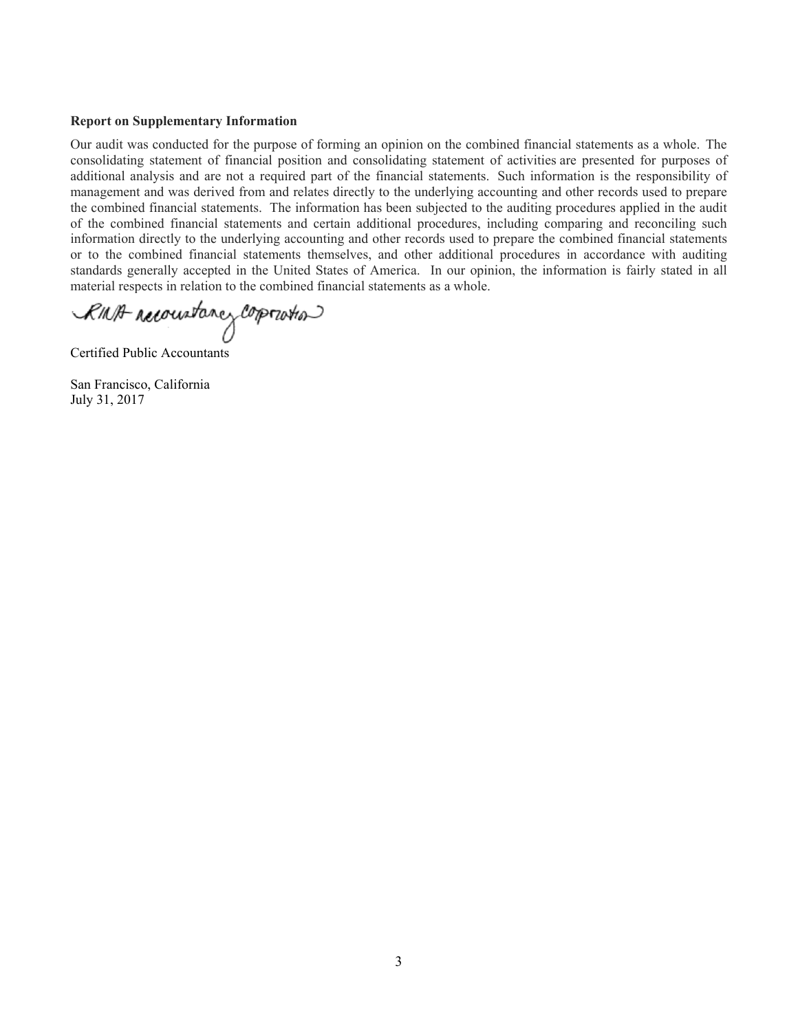**Report on Supplementary Information**

Our audit was conducted for the purpose of forming an opinion on the combined financial statements as a whole. The consolidating statement of financial position and consolidating statement of activities are presented for purposes of additional analysis and are not a required part of the financial statements. Such information is the responsibility of management and was derived from and relates directly to the underlying accounting and other records used to prepare the combined financial statements. The information has been subjected to the auditing procedures applied in the audit of the combined financial statements and certain additional procedures, including comparing and reconciling such information directly to the underlying accounting and other records used to prepare the combined financial statements or to the combined financial statements themselves, and other additional procedures in accordance with auditing standards generally accepted in the United States of America. In our opinion, the information is fairly stated in all material respects in relation to the combined financial statements as a whole.

RINA Accountancy Corporation

Certified Public Accountants

San Francisco, California
July 31, 2017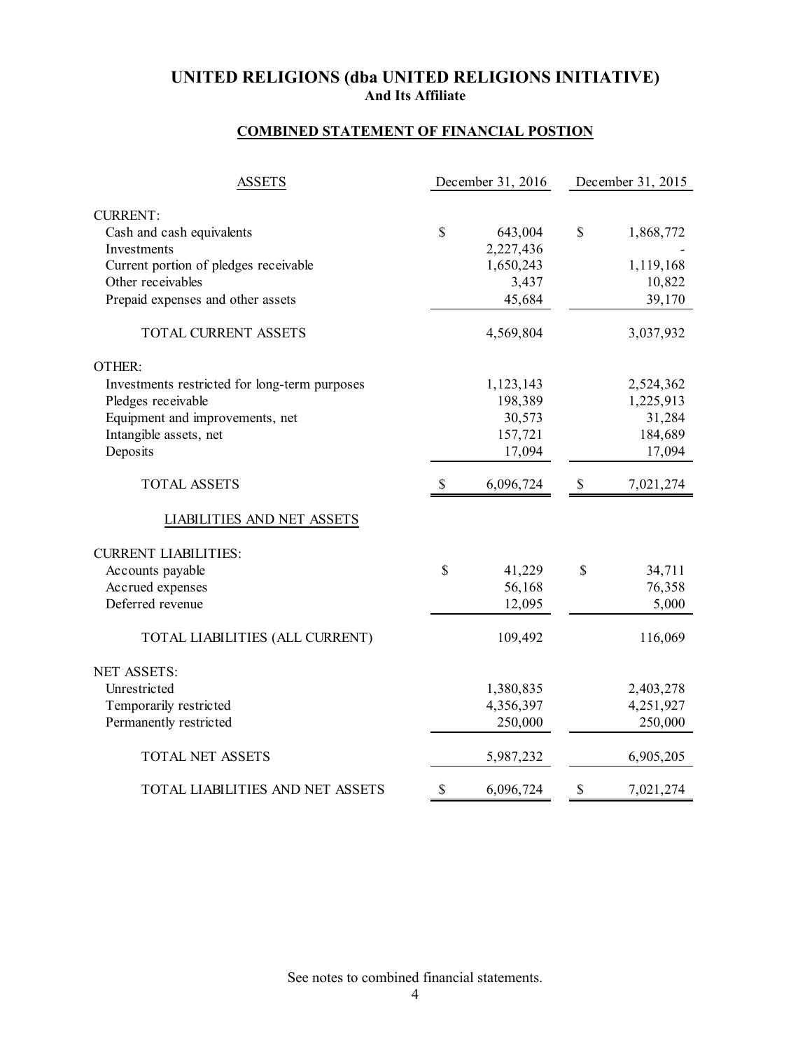# UNITED RELIGIONS (dba UNITED RELIGIONS INITIATIVE)
**And Its Affiliate**

## COMBINED STATEMENT OF FINANCIAL POSTION

| ASSETS | December 31, 2016 | December 31, 2015 |
|---|---|---|
| CURRENT: | | |
| Cash and cash equivalents | $ 643,004 | $ 1,868,772 |
| Investments | 2,227,436 | - |
| Current portion of pledges receivable | 1,650,243 | 1,119,168 |
| Other receivables | 3,437 | 10,822 |
| Prepaid expenses and other assets | 45,684 | 39,170 |
| TOTAL CURRENT ASSETS | 4,569,804 | 3,037,932 |
| OTHER: | | |
| Investments restricted for long-term purposes | 1,123,143 | 2,524,362 |
| Pledges receivable | 198,389 | 1,225,913 |
| Equipment and improvements, net | 30,573 | 31,284 |
| Intangible assets, net | 157,721 | 184,689 |
| Deposits | 17,094 | 17,094 |
| TOTAL ASSETS | $ 6,096,724 | $ 7,021,274 |
| LIABILITIES AND NET ASSETS | | |
| CURRENT LIABILITIES: | | |
| Accounts payable | $ 41,229 | $ 34,711 |
| Accrued expenses | 56,168 | 76,358 |
| Deferred revenue | 12,095 | 5,000 |
| TOTAL LIABILITIES (ALL CURRENT) | 109,492 | 116,069 |
| NET ASSETS: | | |
| Unrestricted | 1,380,835 | 2,403,278 |
| Temporarily restricted | 4,356,397 | 4,251,927 |
| Permanently restricted | 250,000 | 250,000 |
| TOTAL NET ASSETS | 5,987,232 | 6,905,205 |
| TOTAL LIABILITIES AND NET ASSETS | $ 6,096,724 | $ 7,021,274 |

See notes to combined financial statements.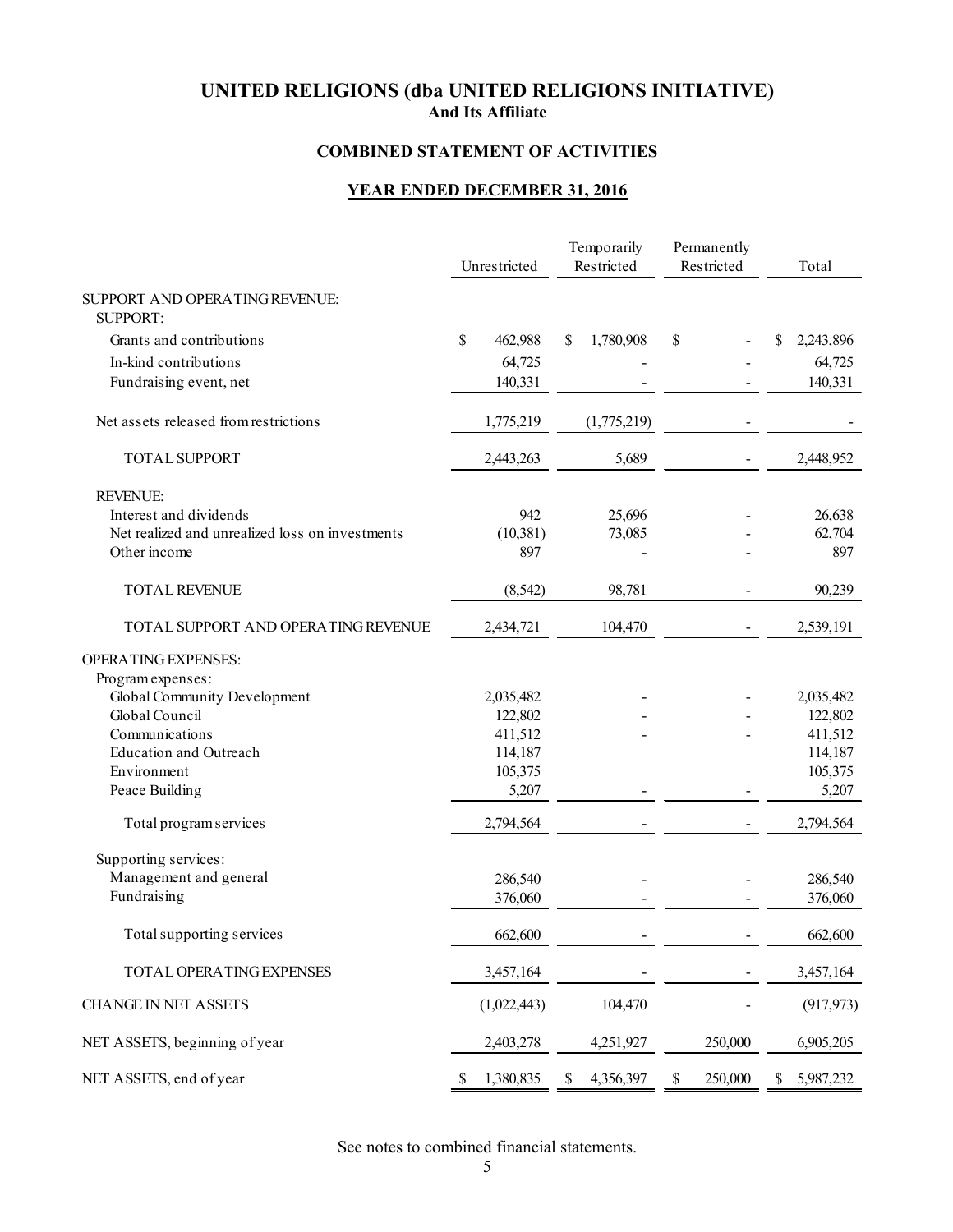# UNITED RELIGIONS (dba UNITED RELIGIONS INITIATIVE)

**And Its Affiliate**

## COMBINED STATEMENT OF ACTIVITIES

### YEAR ENDED DECEMBER 31, 2016

| | Unrestricted | Temporarily Restricted | Permanently Restricted | Total |
|---|---|---|---|---|
| SUPPORT AND OPERATING REVENUE: | | | | |
| SUPPORT: | | | | |
| Grants and contributions | $ 462,988 | $ 1,780,908 | $ - | $ 2,243,896 |
| In-kind contributions | 64,725 | - | - | 64,725 |
| Fundraising event, net | 140,331 | - | - | 140,331 |
| Net assets released from restrictions | 1,775,219 | (1,775,219) | - | - |
| TOTAL SUPPORT | 2,443,263 | 5,689 | - | 2,448,952 |
| REVENUE: | | | | |
| Interest and dividends | 942 | 25,696 | - | 26,638 |
| Net realized and unrealized loss on investments | (10,381) | 73,085 | - | 62,704 |
| Other income | 897 | - | - | 897 |
| TOTAL REVENUE | (8,542) | 98,781 | - | 90,239 |
| TOTAL SUPPORT AND OPERATING REVENUE | 2,434,721 | 104,470 | - | 2,539,191 |
| OPERATING EXPENSES: | | | | |
| Program expenses: | | | | |
| Global Community Development | 2,035,482 | - | - | 2,035,482 |
| Global Council | 122,802 | - | - | 122,802 |
| Communications | 411,512 | - | - | 411,512 |
| Education and Outreach | 114,187 | | | 114,187 |
| Environment | 105,375 | | | 105,375 |
| Peace Building | 5,207 | - | - | 5,207 |
| Total program services | 2,794,564 | - | - | 2,794,564 |
| Supporting services: | | | | |
| Management and general | 286,540 | - | - | 286,540 |
| Fundraising | 376,060 | - | - | 376,060 |
| Total supporting services | 662,600 | - | - | 662,600 |
| TOTAL OPERATING EXPENSES | 3,457,164 | - | - | 3,457,164 |
| CHANGE IN NET ASSETS | (1,022,443) | 104,470 | - | (917,973) |
| NET ASSETS, beginning of year | 2,403,278 | 4,251,927 | 250,000 | 6,905,205 |
| NET ASSETS, end of year | $ 1,380,835 | $ 4,356,397 | $ 250,000 | $ 5,987,232 |

See notes to combined financial statements.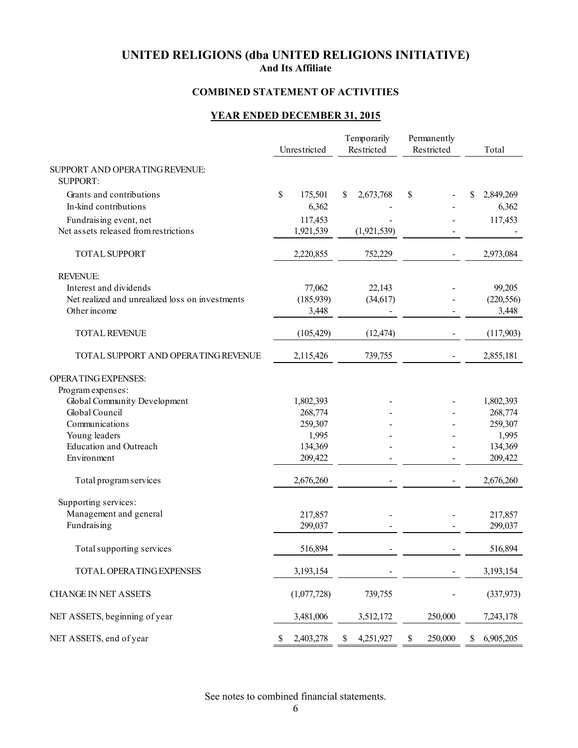# UNITED RELIGIONS (dba UNITED RELIGIONS INITIATIVE)
**And Its Affiliate**

**COMBINED STATEMENT OF ACTIVITIES**

**YEAR ENDED DECEMBER 31, 2015**

| | Unrestricted | Temporarily Restricted | Permanently Restricted | Total |
|---|---|---|---|---|
| SUPPORT AND OPERATING REVENUE: | | | | |
| SUPPORT: | | | | |
| Grants and contributions | $ 175,501 | $ 2,673,768 | $ - | $ 2,849,269 |
| In-kind contributions | 6,362 | - | - | 6,362 |
| Fundraising event, net | 117,453 | - | - | 117,453 |
| Net assets released from restrictions | 1,921,539 | (1,921,539) | - | - |
| TOTAL SUPPORT | 2,220,855 | 752,229 | - | 2,973,084 |
| REVENUE: | | | | |
| Interest and dividends | 77,062 | 22,143 | - | 99,205 |
| Net realized and unrealized loss on investments | (185,939) | (34,617) | - | (220,556) |
| Other income | 3,448 | - | - | 3,448 |
| TOTAL REVENUE | (105,429) | (12,474) | - | (117,903) |
| TOTAL SUPPORT AND OPERATING REVENUE | 2,115,426 | 739,755 | - | 2,855,181 |
| OPERATING EXPENSES: | | | | |
| Program expenses: | | | | |
| Global Community Development | 1,802,393 | - | - | 1,802,393 |
| Global Council | 268,774 | - | - | 268,774 |
| Communications | 259,307 | - | - | 259,307 |
| Young leaders | 1,995 | - | - | 1,995 |
| Education and Outreach | 134,369 | - | - | 134,369 |
| Environment | 209,422 | - | - | 209,422 |
| Total program services | 2,676,260 | - | - | 2,676,260 |
| Supporting services: | | | | |
| Management and general | 217,857 | - | - | 217,857 |
| Fundraising | 299,037 | - | - | 299,037 |
| Total supporting services | 516,894 | - | - | 516,894 |
| TOTAL OPERATING EXPENSES | 3,193,154 | - | - | 3,193,154 |
| CHANGE IN NET ASSETS | (1,077,728) | 739,755 | - | (337,973) |
| NET ASSETS, beginning of year | 3,481,006 | 3,512,172 | 250,000 | 7,243,178 |
| NET ASSETS, end of year | $ 2,403,278 | $ 4,251,927 | $ 250,000 | $ 6,905,205 |

See notes to combined financial statements.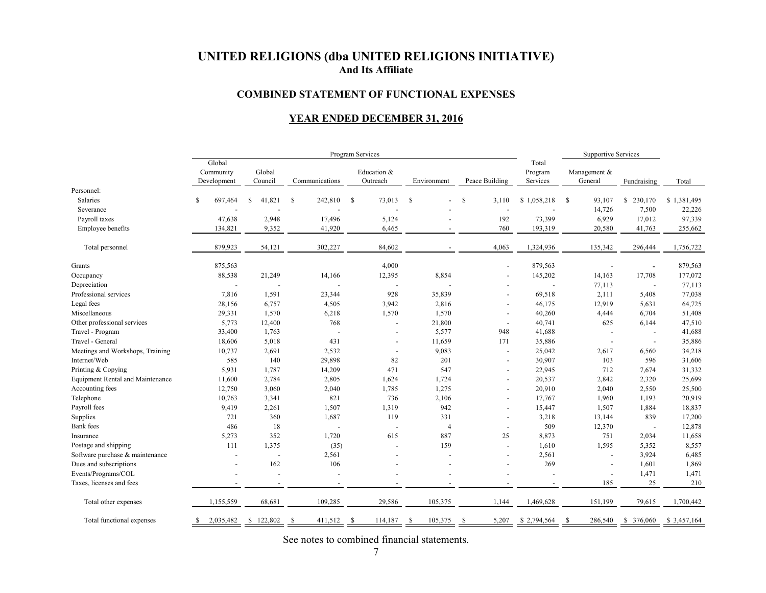# UNITED RELIGIONS (dba UNITED RELIGIONS INITIATIVE)
## And Its Affiliate

### COMBINED STATEMENT OF FUNCTIONAL EXPENSES

### YEAR ENDED DECEMBER 31, 2016

| | Program Services | | | | | | | Supportive Services | | |
|---|---|---|---|---|---|---|---|---|---|---|
| | Global Community Development | Global Council | Communications | Education & Outreach | Environment | Peace Building | Total Program Services | Management & General | Fundraising | Total |
| Personnel: | | | | | | | | | | |
| Salaries | $ 697,464 | $ 41,821 | $ 242,810 | $ 73,013 | $ - | $ 3,110 | $ 1,058,218 | $ 93,107 | $ 230,170 | $ 1,381,495 |
| Severance | - | - | - | - | - | - | - | 14,726 | 7,500 | 22,226 |
| Payroll taxes | 47,638 | 2,948 | 17,496 | 5,124 | - | 192 | 73,399 | 6,929 | 17,012 | 97,339 |
| Employee benefits | 134,821 | 9,352 | 41,920 | 6,465 | - | 760 | 193,319 | 20,580 | 41,763 | 255,662 |
| Total personnel | 879,923 | 54,121 | 302,227 | 84,602 | - | 4,063 | 1,324,936 | 135,342 | 296,444 | 1,756,722 |
| Grants | 875,563 | | | 4,000 | | - | 879,563 | - | - | 879,563 |
| Occupancy | 88,538 | 21,249 | 14,166 | 12,395 | 8,854 | - | 145,202 | 14,163 | 17,708 | 177,072 |
| Depreciation | - | - | - | - | - | - | - | 77,113 | - | 77,113 |
| Professional services | 7,816 | 1,591 | 23,344 | 928 | 35,839 | - | 69,518 | 2,111 | 5,408 | 77,038 |
| Legal fees | 28,156 | 6,757 | 4,505 | 3,942 | 2,816 | - | 46,175 | 12,919 | 5,631 | 64,725 |
| Miscellaneous | 29,331 | 1,570 | 6,218 | 1,570 | 1,570 | - | 40,260 | 4,444 | 6,704 | 51,408 |
| Other professional services | 5,773 | 12,400 | 768 | - | 21,800 | - | 40,741 | 625 | 6,144 | 47,510 |
| Travel - Program | 33,400 | 1,763 | - | - | 5,577 | 948 | 41,688 | - | - | 41,688 |
| Travel - General | 18,606 | 5,018 | 431 | - | 11,659 | 171 | 35,886 | - | - | 35,886 |
| Meetings and Workshops, Training | 10,737 | 2,691 | 2,532 | - | 9,083 | - | 25,042 | 2,617 | 6,560 | 34,218 |
| Internet/Web | 585 | 140 | 29,898 | 82 | 201 | - | 30,907 | 103 | 596 | 31,606 |
| Printing & Copying | 5,931 | 1,787 | 14,209 | 471 | 547 | - | 22,945 | 712 | 7,674 | 31,332 |
| Equipment Rental and Maintenance | 11,600 | 2,784 | 2,805 | 1,624 | 1,724 | - | 20,537 | 2,842 | 2,320 | 25,699 |
| Accounting fees | 12,750 | 3,060 | 2,040 | 1,785 | 1,275 | - | 20,910 | 2,040 | 2,550 | 25,500 |
| Telephone | 10,763 | 3,341 | 821 | 736 | 2,106 | - | 17,767 | 1,960 | 1,193 | 20,919 |
| Payroll fees | 9,419 | 2,261 | 1,507 | 1,319 | 942 | - | 15,447 | 1,507 | 1,884 | 18,837 |
| Supplies | 721 | 360 | 1,687 | 119 | 331 | - | 3,218 | 13,144 | 839 | 17,200 |
| Bank fees | 486 | 18 | - | - | 4 | - | 509 | 12,370 | - | 12,878 |
| Insurance | 5,273 | 352 | 1,720 | 615 | 887 | 25 | 8,873 | 751 | 2,034 | 11,658 |
| Postage and shipping | 111 | 1,375 | (35) | - | 159 | - | 1,610 | 1,595 | 5,352 | 8,557 |
| Software purchase & maintenance | - | - | 2,561 | - | - | - | 2,561 | - | 3,924 | 6,485 |
| Dues and subscriptions | - | 162 | 106 | - | - | - | 269 | - | 1,601 | 1,869 |
| Events/Programs/COL | - | - | - | - | - | - | - | - | 1,471 | 1,471 |
| Taxes, licenses and fees | - | - | - | - | - | - | - | 185 | 25 | 210 |
| Total other expenses | 1,155,559 | 68,681 | 109,285 | 29,586 | 105,375 | 1,144 | 1,469,628 | 151,199 | 79,615 | 1,700,442 |
| Total functional expenses | $ 2,035,482 | $ 122,802 | $ 411,512 | $ 114,187 | $ 105,375 | $ 5,207 | $ 2,794,564 | $ 286,540 | $ 376,060 | $ 3,457,164 |

See notes to combined financial statements.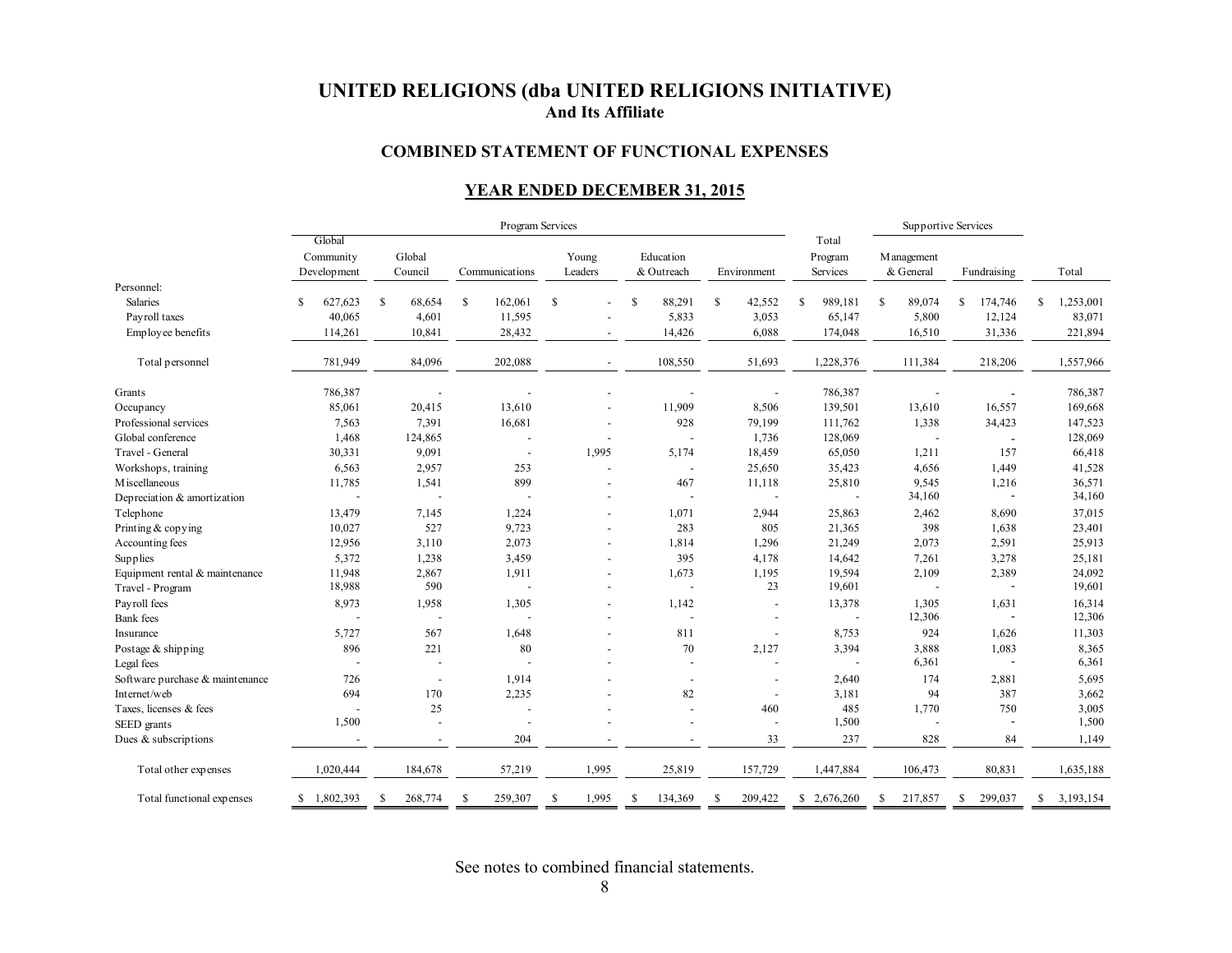# UNITED RELIGIONS (dba UNITED RELIGIONS INITIATIVE)
**And Its Affiliate**

### COMBINED STATEMENT OF FUNCTIONAL EXPENSES

### YEAR ENDED DECEMBER 31, 2015

| | Program Services | | | | | | | Supportive Services | | |
|---|---|---|---|---|---|---|---|---|---|---|
| | Global Community Development | Global Council | Communications | Young Leaders | Education & Outreach | Environment | Total Program Services | Management & General | Fundraising | Total |
| Personnel: | | | | | | | | | | |
| Salaries | $ 627,623 | $ 68,654 | $ 162,061 | $ - | $ 88,291 | $ 42,552 | $ 989,181 | $ 89,074 | $ 174,746 | $ 1,253,001 |
| Payroll taxes | 40,065 | 4,601 | 11,595 | - | 5,833 | 3,053 | 65,147 | 5,800 | 12,124 | 83,071 |
| Employee benefits | 114,261 | 10,841 | 28,432 | - | 14,426 | 6,088 | 174,048 | 16,510 | 31,336 | 221,894 |
| Total personnel | 781,949 | 84,096 | 202,088 | - | 108,550 | 51,693 | 1,228,376 | 111,384 | 218,206 | 1,557,966 |
| Grants | 786,387 | - | - | - | - | - | 786,387 | - | - | 786,387 |
| Occupancy | 85,061 | 20,415 | 13,610 | - | 11,909 | 8,506 | 139,501 | 13,610 | 16,557 | 169,668 |
| Professional services | 7,563 | 7,391 | 16,681 | - | 928 | 79,199 | 111,762 | 1,338 | 34,423 | 147,523 |
| Global conference | 1,468 | 124,865 | - | - | - | 1,736 | 128,069 | - | - | 128,069 |
| Travel - General | 30,331 | 9,091 | - | 1,995 | 5,174 | 18,459 | 65,050 | 1,211 | 157 | 66,418 |
| Workshops, training | 6,563 | 2,957 | 253 | - | - | 25,650 | 35,423 | 4,656 | 1,449 | 41,528 |
| Miscellaneous | 11,785 | 1,541 | 899 | - | 467 | 11,118 | 25,810 | 9,545 | 1,216 | 36,571 |
| Depreciation & amortization | - | - | - | - | - | - | - | 34,160 | - | 34,160 |
| Telephone | 13,479 | 7,145 | 1,224 | - | 1,071 | 2,944 | 25,863 | 2,462 | 8,690 | 37,015 |
| Printing & copying | 10,027 | 527 | 9,723 | - | 283 | 805 | 21,365 | 398 | 1,638 | 23,401 |
| Accounting fees | 12,956 | 3,110 | 2,073 | - | 1,814 | 1,296 | 21,249 | 2,073 | 2,591 | 25,913 |
| Supplies | 5,372 | 1,238 | 3,459 | - | 395 | 4,178 | 14,642 | 7,261 | 3,278 | 25,181 |
| Equipment rental & maintenance | 11,948 | 2,867 | 1,911 | - | 1,673 | 1,195 | 19,594 | 2,109 | 2,389 | 24,092 |
| Travel - Program | 18,988 | 590 | - | - | - | 23 | 19,601 | - | - | 19,601 |
| Payroll fees | 8,973 | 1,958 | 1,305 | - | 1,142 | - | 13,378 | 1,305 | 1,631 | 16,314 |
| Bank fees | - | - | - | - | - | - | - | 12,306 | - | 12,306 |
| Insurance | 5,727 | 567 | 1,648 | - | 811 | - | 8,753 | 924 | 1,626 | 11,303 |
| Postage & shipping | 896 | 221 | 80 | - | 70 | 2,127 | 3,394 | 3,888 | 1,083 | 8,365 |
| Legal fees | - | - | - | - | - | - | - | 6,361 | - | 6,361 |
| Software purchase & maintenance | 726 | - | 1,914 | - | - | - | 2,640 | 174 | 2,881 | 5,695 |
| Internet/web | 694 | 170 | 2,235 | - | 82 | - | 3,181 | 94 | 387 | 3,662 |
| Taxes, licenses & fees | - | 25 | - | - | - | 460 | 485 | 1,770 | 750 | 3,005 |
| SEED grants | 1,500 | - | - | - | - | - | 1,500 | - | - | 1,500 |
| Dues & subscriptions | - | - | 204 | - | - | 33 | 237 | 828 | 84 | 1,149 |
| Total other expenses | 1,020,444 | 184,678 | 57,219 | 1,995 | 25,819 | 157,729 | 1,447,884 | 106,473 | 80,831 | 1,635,188 |
| Total functional expenses | $ 1,802,393 | $ 268,774 | $ 259,307 | $ 1,995 | $ 134,369 | $ 209,422 | $ 2,676,260 | $ 217,857 | $ 299,037 | $ 3,193,154 |

See notes to combined financial statements.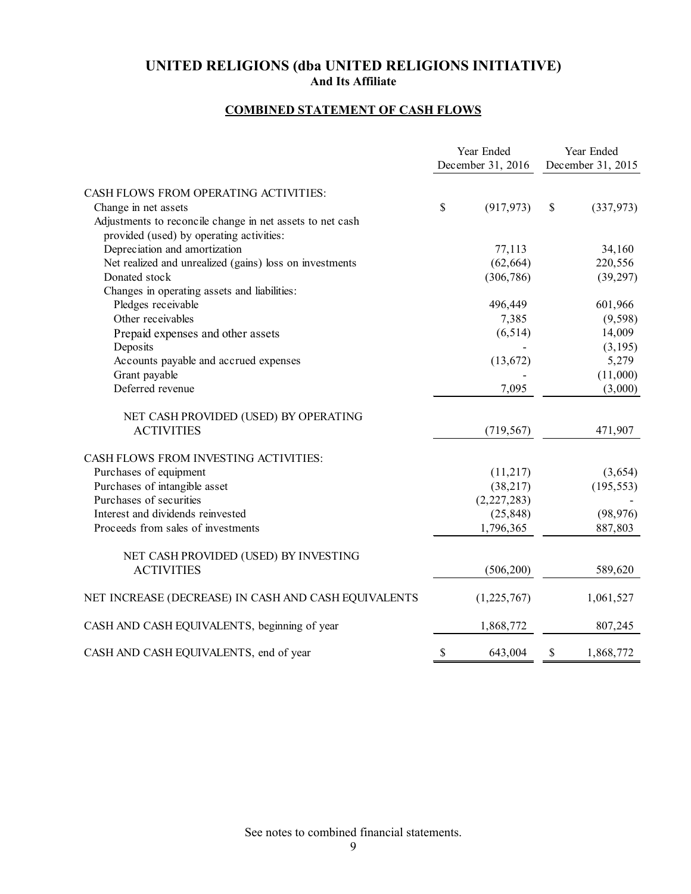# UNITED RELIGIONS (dba UNITED RELIGIONS INITIATIVE)

**And Its Affiliate**

## COMBINED STATEMENT OF CASH FLOWS

| | Year Ended December 31, 2016 | Year Ended December 31, 2015 |
|---|---|---|
| CASH FLOWS FROM OPERATING ACTIVITIES: | | |
| Change in net assets | $ (917,973) | $ (337,973) |
| Adjustments to reconcile change in net assets to net cash provided (used) by operating activities: | | |
| Depreciation and amortization | 77,113 | 34,160 |
| Net realized and unrealized (gains) loss on investments | (62,664) | 220,556 |
| Donated stock | (306,786) | (39,297) |
| Changes in operating assets and liabilities: | | |
| Pledges receivable | 496,449 | 601,966 |
| Other receivables | 7,385 | (9,598) |
| Prepaid expenses and other assets | (6,514) | 14,009 |
| Deposits | - | (3,195) |
| Accounts payable and accrued expenses | (13,672) | 5,279 |
| Grant payable | - | (11,000) |
| Deferred revenue | 7,095 | (3,000) |
| NET CASH PROVIDED (USED) BY OPERATING ACTIVITIES | (719,567) | 471,907 |
| CASH FLOWS FROM INVESTING ACTIVITIES: | | |
| Purchases of equipment | (11,217) | (3,654) |
| Purchases of intangible asset | (38,217) | (195,553) |
| Purchases of securities | (2,227,283) | - |
| Interest and dividends reinvested | (25,848) | (98,976) |
| Proceeds from sales of investments | 1,796,365 | 887,803 |
| NET CASH PROVIDED (USED) BY INVESTING ACTIVITIES | (506,200) | 589,620 |
| NET INCREASE (DECREASE) IN CASH AND CASH EQUIVALENTS | (1,225,767) | 1,061,527 |
| CASH AND CASH EQUIVALENTS, beginning of year | 1,868,772 | 807,245 |
| CASH AND CASH EQUIVALENTS, end of year | $ 643,004 | $ 1,868,772 |

See notes to combined financial statements.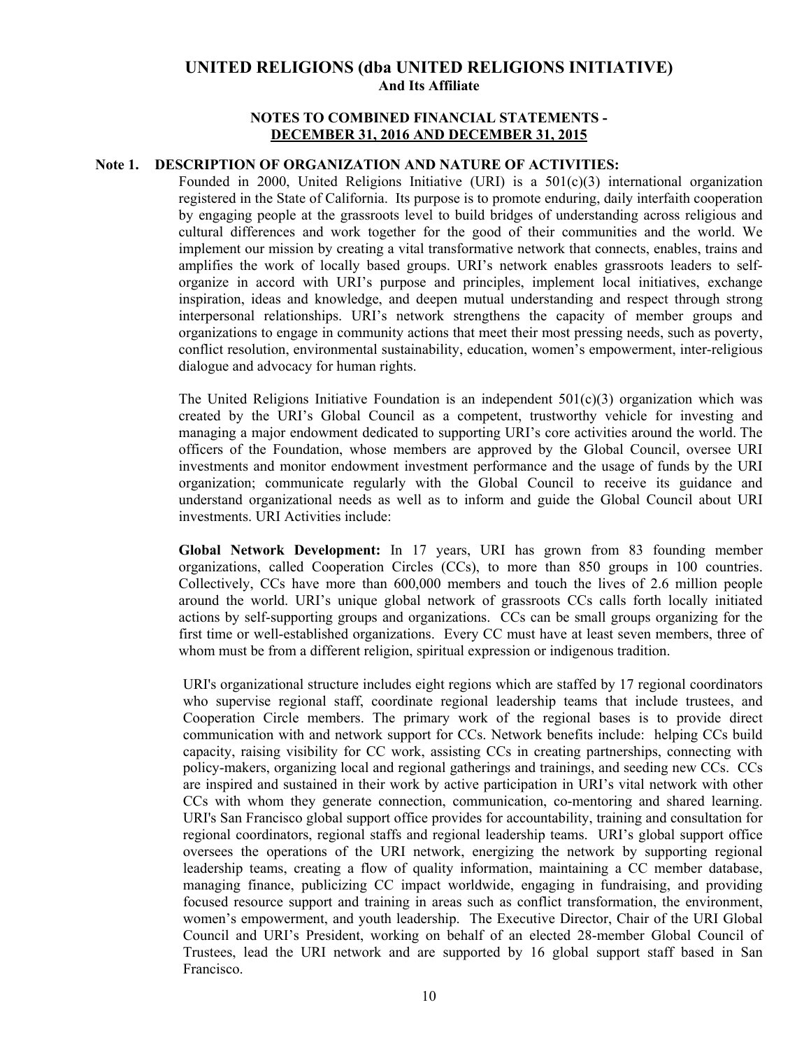# UNITED RELIGIONS (dba UNITED RELIGIONS INITIATIVE)

**And Its Affiliate**

**NOTES TO COMBINED FINANCIAL STATEMENTS - DECEMBER 31, 2016 AND DECEMBER 31, 2015**

## Note 1. DESCRIPTION OF ORGANIZATION AND NATURE OF ACTIVITIES:

Founded in 2000, United Religions Initiative (URI) is a 501(c)(3) international organization registered in the State of California. Its purpose is to promote enduring, daily interfaith cooperation by engaging people at the grassroots level to build bridges of understanding across religious and cultural differences and work together for the good of their communities and the world. We implement our mission by creating a vital transformative network that connects, enables, trains and amplifies the work of locally based groups. URI's network enables grassroots leaders to self-organize in accord with URI's purpose and principles, implement local initiatives, exchange inspiration, ideas and knowledge, and deepen mutual understanding and respect through strong interpersonal relationships. URI's network strengthens the capacity of member groups and organizations to engage in community actions that meet their most pressing needs, such as poverty, conflict resolution, environmental sustainability, education, women's empowerment, inter-religious dialogue and advocacy for human rights.

The United Religions Initiative Foundation is an independent 501(c)(3) organization which was created by the URI's Global Council as a competent, trustworthy vehicle for investing and managing a major endowment dedicated to supporting URI's core activities around the world. The officers of the Foundation, whose members are approved by the Global Council, oversee URI investments and monitor endowment investment performance and the usage of funds by the URI organization; communicate regularly with the Global Council to receive its guidance and understand organizational needs as well as to inform and guide the Global Council about URI investments. URI Activities include:

**Global Network Development:** In 17 years, URI has grown from 83 founding member organizations, called Cooperation Circles (CCs), to more than 850 groups in 100 countries. Collectively, CCs have more than 600,000 members and touch the lives of 2.6 million people around the world. URI's unique global network of grassroots CCs calls forth locally initiated actions by self-supporting groups and organizations. CCs can be small groups organizing for the first time or well-established organizations. Every CC must have at least seven members, three of whom must be from a different religion, spiritual expression or indigenous tradition.

URI's organizational structure includes eight regions which are staffed by 17 regional coordinators who supervise regional staff, coordinate regional leadership teams that include trustees, and Cooperation Circle members. The primary work of the regional bases is to provide direct communication with and network support for CCs. Network benefits include: helping CCs build capacity, raising visibility for CC work, assisting CCs in creating partnerships, connecting with policy-makers, organizing local and regional gatherings and trainings, and seeding new CCs. CCs are inspired and sustained in their work by active participation in URI's vital network with other CCs with whom they generate connection, communication, co-mentoring and shared learning. URI's San Francisco global support office provides for accountability, training and consultation for regional coordinators, regional staffs and regional leadership teams. URI's global support office oversees the operations of the URI network, energizing the network by supporting regional leadership teams, creating a flow of quality information, maintaining a CC member database, managing finance, publicizing CC impact worldwide, engaging in fundraising, and providing focused resource support and training in areas such as conflict transformation, the environment, women's empowerment, and youth leadership. The Executive Director, Chair of the URI Global Council and URI's President, working on behalf of an elected 28-member Global Council of Trustees, lead the URI network and are supported by 16 global support staff based in San Francisco.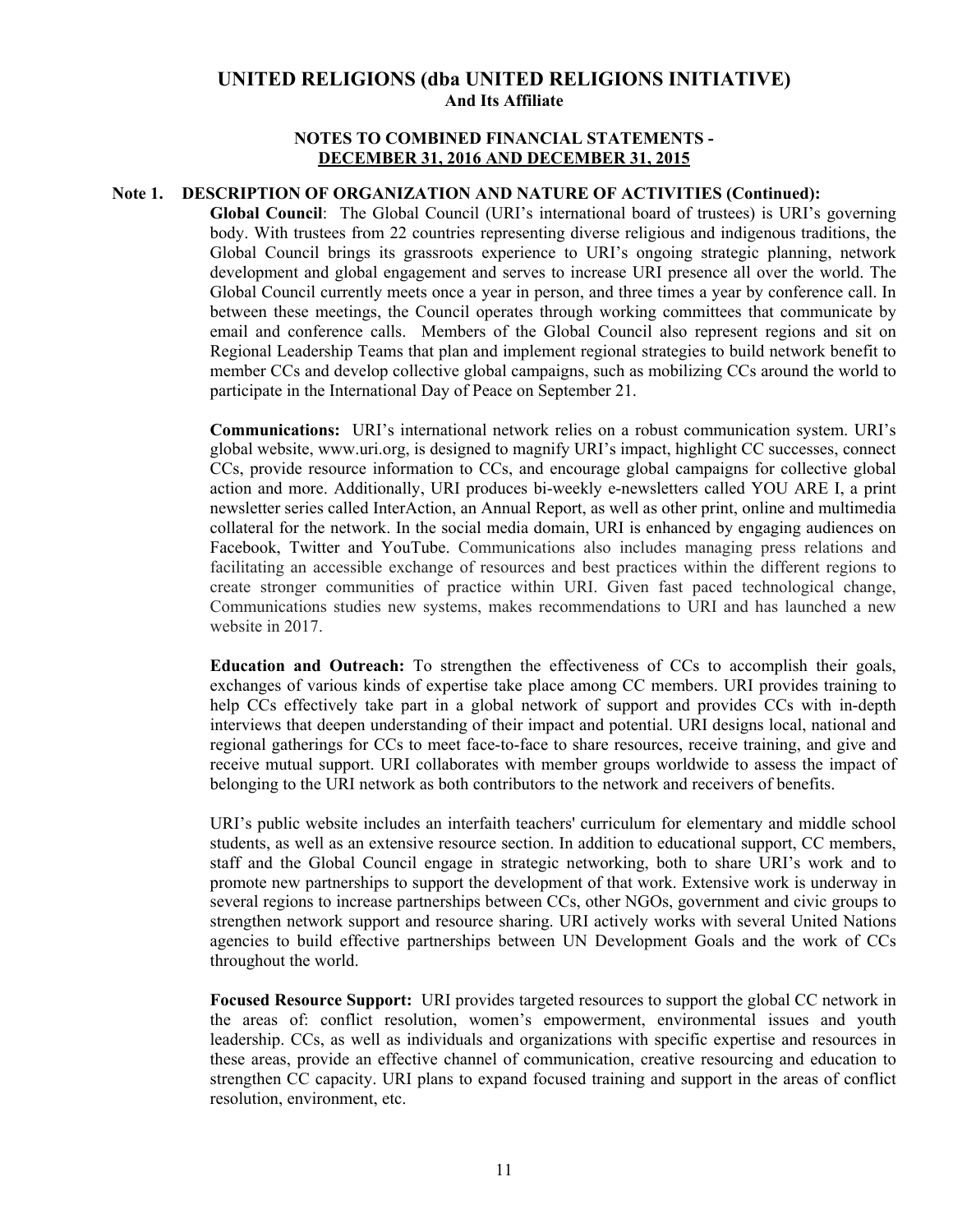# UNITED RELIGIONS (dba UNITED RELIGIONS INITIATIVE)

**And Its Affiliate**

**NOTES TO COMBINED FINANCIAL STATEMENTS -**
**DECEMBER 31, 2016 AND DECEMBER 31, 2015**

## Note 1. DESCRIPTION OF ORGANIZATION AND NATURE OF ACTIVITIES (Continued):

**Global Council**: The Global Council (URI's international board of trustees) is URI's governing body. With trustees from 22 countries representing diverse religious and indigenous traditions, the Global Council brings its grassroots experience to URI's ongoing strategic planning, network development and global engagement and serves to increase URI presence all over the world. The Global Council currently meets once a year in person, and three times a year by conference call. In between these meetings, the Council operates through working committees that communicate by email and conference calls. Members of the Global Council also represent regions and sit on Regional Leadership Teams that plan and implement regional strategies to build network benefit to member CCs and develop collective global campaigns, such as mobilizing CCs around the world to participate in the International Day of Peace on September 21.

**Communications:** URI's international network relies on a robust communication system. URI's global website, www.uri.org, is designed to magnify URI's impact, highlight CC successes, connect CCs, provide resource information to CCs, and encourage global campaigns for collective global action and more. Additionally, URI produces bi-weekly e-newsletters called YOU ARE I, a print newsletter series called InterAction, an Annual Report, as well as other print, online and multimedia collateral for the network. In the social media domain, URI is enhanced by engaging audiences on Facebook, Twitter and YouTube. Communications also includes managing press relations and facilitating an accessible exchange of resources and best practices within the different regions to create stronger communities of practice within URI. Given fast paced technological change, Communications studies new systems, makes recommendations to URI and has launched a new website in 2017.

**Education and Outreach:** To strengthen the effectiveness of CCs to accomplish their goals, exchanges of various kinds of expertise take place among CC members. URI provides training to help CCs effectively take part in a global network of support and provides CCs with in-depth interviews that deepen understanding of their impact and potential. URI designs local, national and regional gatherings for CCs to meet face-to-face to share resources, receive training, and give and receive mutual support. URI collaborates with member groups worldwide to assess the impact of belonging to the URI network as both contributors to the network and receivers of benefits.

URI's public website includes an interfaith teachers' curriculum for elementary and middle school students, as well as an extensive resource section. In addition to educational support, CC members, staff and the Global Council engage in strategic networking, both to share URI's work and to promote new partnerships to support the development of that work. Extensive work is underway in several regions to increase partnerships between CCs, other NGOs, government and civic groups to strengthen network support and resource sharing. URI actively works with several United Nations agencies to build effective partnerships between UN Development Goals and the work of CCs throughout the world.

**Focused Resource Support:** URI provides targeted resources to support the global CC network in the areas of: conflict resolution, women's empowerment, environmental issues and youth leadership. CCs, as well as individuals and organizations with specific expertise and resources in these areas, provide an effective channel of communication, creative resourcing and education to strengthen CC capacity. URI plans to expand focused training and support in the areas of conflict resolution, environment, etc.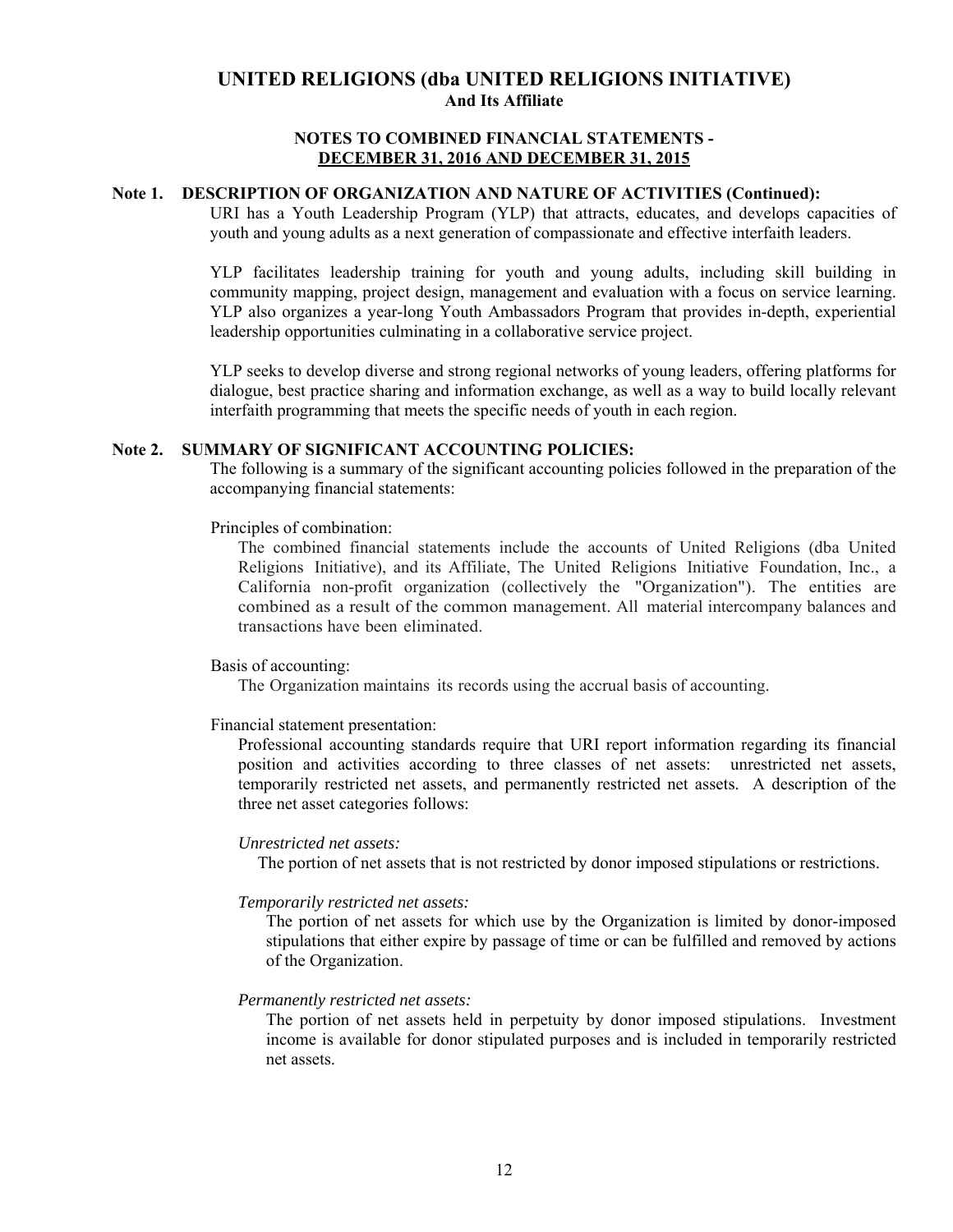# UNITED RELIGIONS (dba UNITED RELIGIONS INITIATIVE)
**And Its Affiliate**

**NOTES TO COMBINED FINANCIAL STATEMENTS -**
**DECEMBER 31, 2016 AND DECEMBER 31, 2015**

## Note 1. DESCRIPTION OF ORGANIZATION AND NATURE OF ACTIVITIES (Continued):

URI has a Youth Leadership Program (YLP) that attracts, educates, and develops capacities of youth and young adults as a next generation of compassionate and effective interfaith leaders.

YLP facilitates leadership training for youth and young adults, including skill building in community mapping, project design, management and evaluation with a focus on service learning. YLP also organizes a year-long Youth Ambassadors Program that provides in-depth, experiential leadership opportunities culminating in a collaborative service project.

YLP seeks to develop diverse and strong regional networks of young leaders, offering platforms for dialogue, best practice sharing and information exchange, as well as a way to build locally relevant interfaith programming that meets the specific needs of youth in each region.

## Note 2. SUMMARY OF SIGNIFICANT ACCOUNTING POLICIES:

The following is a summary of the significant accounting policies followed in the preparation of the accompanying financial statements:

Principles of combination:

The combined financial statements include the accounts of United Religions (dba United Religions Initiative), and its Affiliate, The United Religions Initiative Foundation, Inc., a California non-profit organization (collectively the "Organization"). The entities are combined as a result of the common management. All material intercompany balances and transactions have been eliminated.

Basis of accounting:

The Organization maintains its records using the accrual basis of accounting.

Financial statement presentation:

Professional accounting standards require that URI report information regarding its financial position and activities according to three classes of net assets: unrestricted net assets, temporarily restricted net assets, and permanently restricted net assets. A description of the three net asset categories follows:

*Unrestricted net assets:*

The portion of net assets that is not restricted by donor imposed stipulations or restrictions.

*Temporarily restricted net assets:*

The portion of net assets for which use by the Organization is limited by donor-imposed stipulations that either expire by passage of time or can be fulfilled and removed by actions of the Organization.

*Permanently restricted net assets:*

The portion of net assets held in perpetuity by donor imposed stipulations. Investment income is available for donor stipulated purposes and is included in temporarily restricted net assets.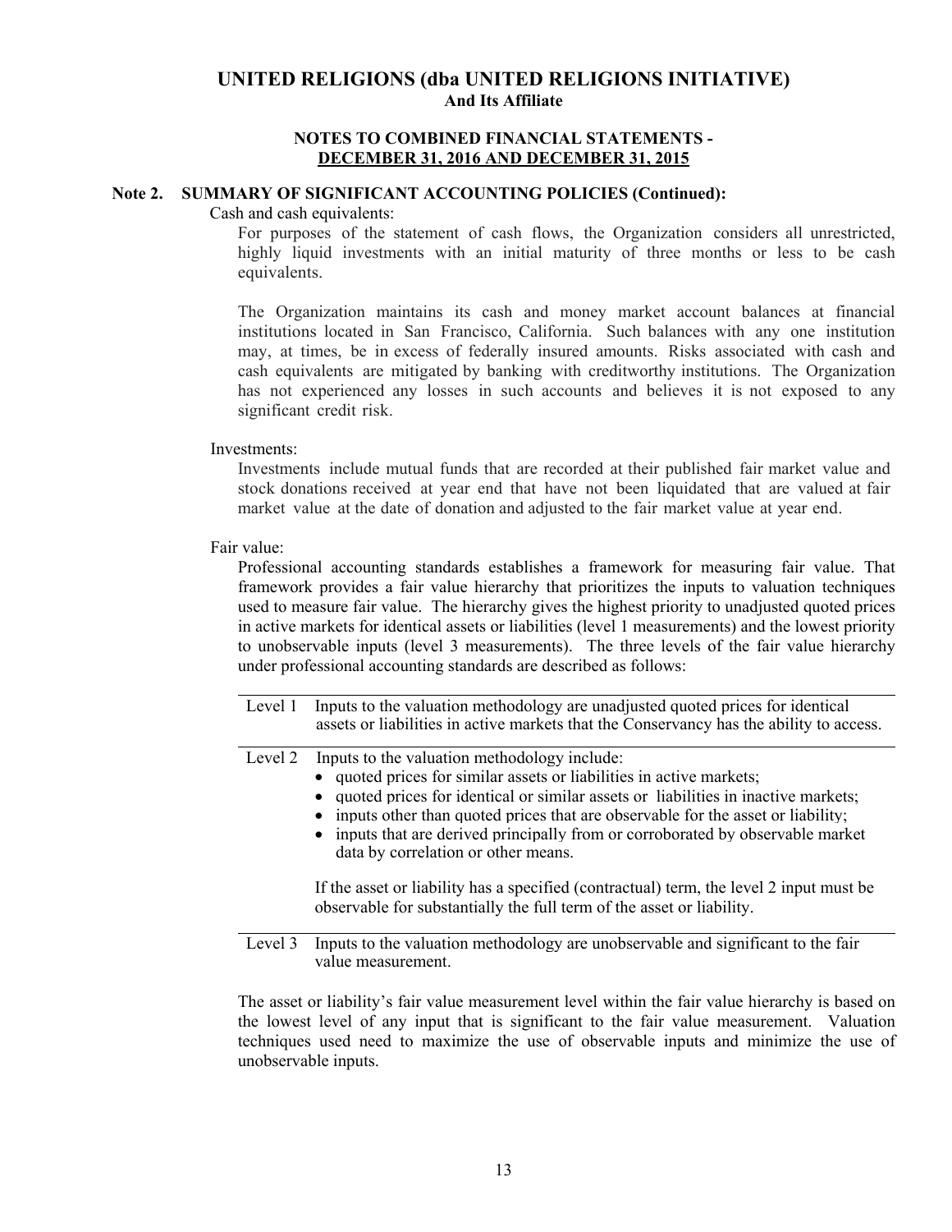## Note 2. SUMMARY OF SIGNIFICANT ACCOUNTING POLICIES (Continued):

Cash and cash equivalents:

For purposes of the statement of cash flows, the Organization considers all unrestricted, highly liquid investments with an initial maturity of three months or less to be cash equivalents.

The Organization maintains its cash and money market account balances at financial institutions located in San Francisco, California. Such balances with any one institution may, at times, be in excess of federally insured amounts. Risks associated with cash and cash equivalents are mitigated by banking with creditworthy institutions. The Organization has not experienced any losses in such accounts and believes it is not exposed to any significant credit risk.

Investments:

Investments include mutual funds that are recorded at their published fair market value and stock donations received at year end that have not been liquidated that are valued at fair market value at the date of donation and adjusted to the fair market value at year end.

Fair value:

Professional accounting standards establishes a framework for measuring fair value. That framework provides a fair value hierarchy that prioritizes the inputs to valuation techniques used to measure fair value. The hierarchy gives the highest priority to unadjusted quoted prices in active markets for identical assets or liabilities (level 1 measurements) and the lowest priority to unobservable inputs (level 3 measurements). The three levels of the fair value hierarchy under professional accounting standards are described as follows:

| | |
|---|---|
| Level 1 | Inputs to the valuation methodology are unadjusted quoted prices for identical assets or liabilities in active markets that the Conservancy has the ability to access. |
| Level 2 | Inputs to the valuation methodology include:<br>• quoted prices for similar assets or liabilities in active markets;<br>• quoted prices for identical or similar assets or liabilities in inactive markets;<br>• inputs other than quoted prices that are observable for the asset or liability;<br>• inputs that are derived principally from or corroborated by observable market data by correlation or other means.<br><br>If the asset or liability has a specified (contractual) term, the level 2 input must be observable for substantially the full term of the asset or liability. |
| Level 3 | Inputs to the valuation methodology are unobservable and significant to the fair value measurement. |

The asset or liability's fair value measurement level within the fair value hierarchy is based on the lowest level of any input that is significant to the fair value measurement. Valuation techniques used need to maximize the use of observable inputs and minimize the use of unobservable inputs.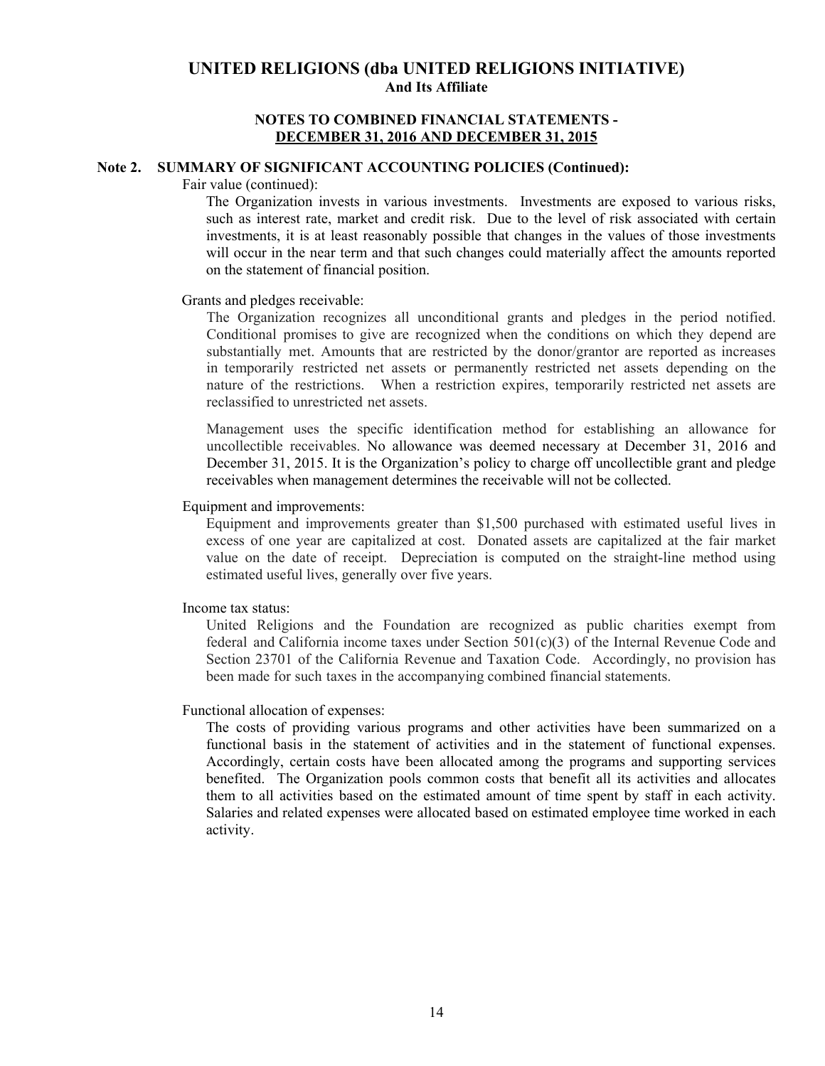# UNITED RELIGIONS (dba UNITED RELIGIONS INITIATIVE)
## And Its Affiliate

### NOTES TO COMBINED FINANCIAL STATEMENTS - DECEMBER 31, 2016 AND DECEMBER 31, 2015

**Note 2. SUMMARY OF SIGNIFICANT ACCOUNTING POLICIES (Continued):**

Fair value (continued):

The Organization invests in various investments. Investments are exposed to various risks, such as interest rate, market and credit risk. Due to the level of risk associated with certain investments, it is at least reasonably possible that changes in the values of those investments will occur in the near term and that such changes could materially affect the amounts reported on the statement of financial position.

Grants and pledges receivable:

The Organization recognizes all unconditional grants and pledges in the period notified. Conditional promises to give are recognized when the conditions on which they depend are substantially met. Amounts that are restricted by the donor/grantor are reported as increases in temporarily restricted net assets or permanently restricted net assets depending on the nature of the restrictions. When a restriction expires, temporarily restricted net assets are reclassified to unrestricted net assets.

Management uses the specific identification method for establishing an allowance for uncollectible receivables. No allowance was deemed necessary at December 31, 2016 and December 31, 2015. It is the Organization's policy to charge off uncollectible grant and pledge receivables when management determines the receivable will not be collected.

Equipment and improvements:

Equipment and improvements greater than $1,500 purchased with estimated useful lives in excess of one year are capitalized at cost. Donated assets are capitalized at the fair market value on the date of receipt. Depreciation is computed on the straight-line method using estimated useful lives, generally over five years.

Income tax status:

United Religions and the Foundation are recognized as public charities exempt from federal and California income taxes under Section 501(c)(3) of the Internal Revenue Code and Section 23701 of the California Revenue and Taxation Code. Accordingly, no provision has been made for such taxes in the accompanying combined financial statements.

Functional allocation of expenses:

The costs of providing various programs and other activities have been summarized on a functional basis in the statement of activities and in the statement of functional expenses. Accordingly, certain costs have been allocated among the programs and supporting services benefited. The Organization pools common costs that benefit all its activities and allocates them to all activities based on the estimated amount of time spent by staff in each activity. Salaries and related expenses were allocated based on estimated employee time worked in each activity.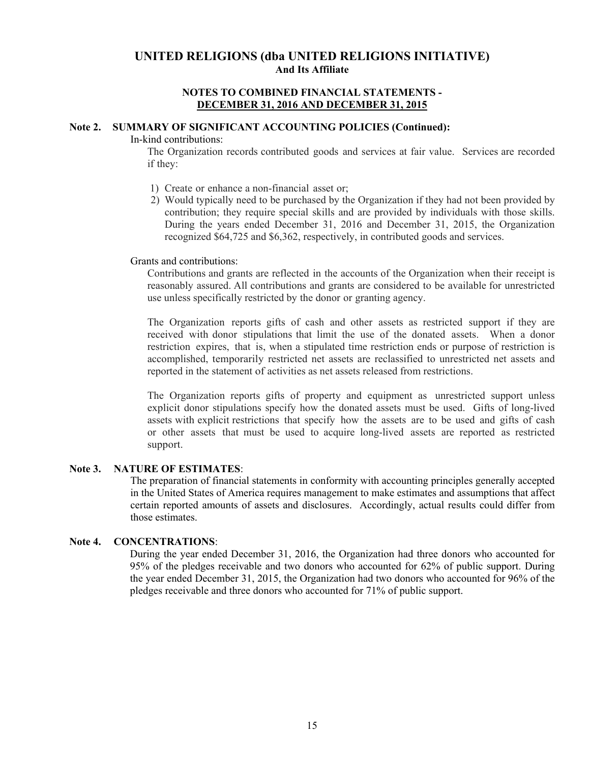# UNITED RELIGIONS (dba UNITED RELIGIONS INITIATIVE)

**And Its Affiliate**

**NOTES TO COMBINED FINANCIAL STATEMENTS - DECEMBER 31, 2016 AND DECEMBER 31, 2015**

## Note 2. SUMMARY OF SIGNIFICANT ACCOUNTING POLICIES (Continued):

In-kind contributions:

The Organization records contributed goods and services at fair value. Services are recorded if they:

1) Create or enhance a non-financial asset or;
2) Would typically need to be purchased by the Organization if they had not been provided by contribution; they require special skills and are provided by individuals with those skills. During the years ended December 31, 2016 and December 31, 2015, the Organization recognized $64,725 and $6,362, respectively, in contributed goods and services.

Grants and contributions:

Contributions and grants are reflected in the accounts of the Organization when their receipt is reasonably assured. All contributions and grants are considered to be available for unrestricted use unless specifically restricted by the donor or granting agency.

The Organization reports gifts of cash and other assets as restricted support if they are received with donor stipulations that limit the use of the donated assets. When a donor restriction expires, that is, when a stipulated time restriction ends or purpose of restriction is accomplished, temporarily restricted net assets are reclassified to unrestricted net assets and reported in the statement of activities as net assets released from restrictions.

The Organization reports gifts of property and equipment as unrestricted support unless explicit donor stipulations specify how the donated assets must be used. Gifts of long-lived assets with explicit restrictions that specify how the assets are to be used and gifts of cash or other assets that must be used to acquire long-lived assets are reported as restricted support.

## Note 3. NATURE OF ESTIMATES:

The preparation of financial statements in conformity with accounting principles generally accepted in the United States of America requires management to make estimates and assumptions that affect certain reported amounts of assets and disclosures. Accordingly, actual results could differ from those estimates.

## Note 4. CONCENTRATIONS:

During the year ended December 31, 2016, the Organization had three donors who accounted for 95% of the pledges receivable and two donors who accounted for 62% of public support. During the year ended December 31, 2015, the Organization had two donors who accounted for 96% of the pledges receivable and three donors who accounted for 71% of public support.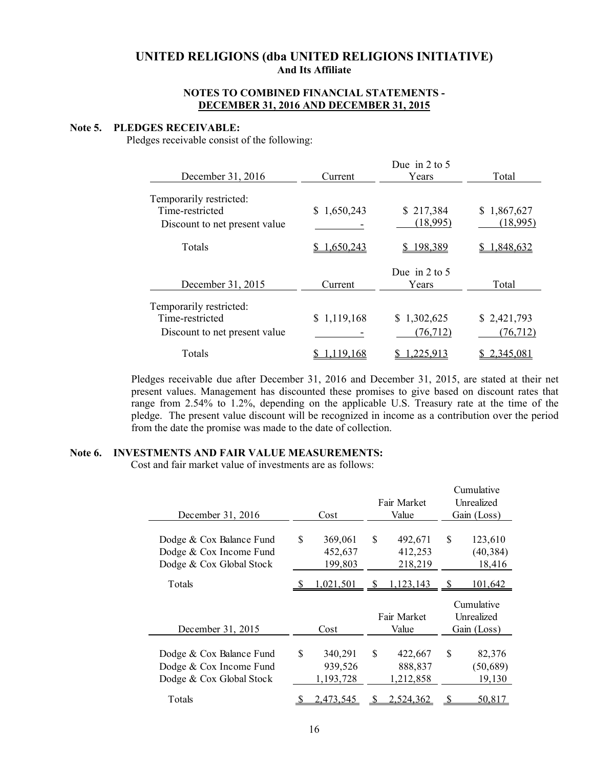# UNITED RELIGIONS (dba UNITED RELIGIONS INITIATIVE)
**And Its Affiliate**

**NOTES TO COMBINED FINANCIAL STATEMENTS - DECEMBER 31, 2016 AND DECEMBER 31, 2015**

## Note 5. PLEDGES RECEIVABLE:

Pledges receivable consist of the following:

| December 31, 2016 | Current | Due in 2 to 5 Years | Total |
|---|---|---|---|
| Temporarily restricted: | | | |
| Time-restricted | $ 1,650,243 | $ 217,384 | $ 1,867,627 |
| Discount to net present value | - | (18,995) | (18,995) |
| Totals | $ 1,650,243 | $ 198,389 | $ 1,848,632 |

| December 31, 2015 | Current | Due in 2 to 5 Years | Total |
|---|---|---|---|
| Temporarily restricted: | | | |
| Time-restricted | $ 1,119,168 | $ 1,302,625 | $ 2,421,793 |
| Discount to net present value | - | (76,712) | (76,712) |
| Totals | $ 1,119,168 | $ 1,225,913 | $ 2,345,081 |

Pledges receivable due after December 31, 2016 and December 31, 2015, are stated at their net present values. Management has discounted these promises to give based on discount rates that range from 2.54% to 1.2%, depending on the applicable U.S. Treasury rate at the time of the pledge. The present value discount will be recognized in income as a contribution over the period from the date the promise was made to the date of collection.

## Note 6. INVESTMENTS AND FAIR VALUE MEASUREMENTS:

Cost and fair market value of investments are as follows:

| December 31, 2016 | Cost | Fair Market Value | Cumulative Unrealized Gain (Loss) |
|---|---|---|---|
| Dodge & Cox Balance Fund | $ 369,061 | $ 492,671 | $ 123,610 |
| Dodge & Cox Income Fund | 452,637 | 412,253 | (40,384) |
| Dodge & Cox Global Stock | 199,803 | 218,219 | 18,416 |
| Totals | $ 1,021,501 | $ 1,123,143 | $ 101,642 |

| December 31, 2015 | Cost | Fair Market Value | Cumulative Unrealized Gain (Loss) |
|---|---|---|---|
| Dodge & Cox Balance Fund | $ 340,291 | $ 422,667 | $ 82,376 |
| Dodge & Cox Income Fund | 939,526 | 888,837 | (50,689) |
| Dodge & Cox Global Stock | 1,193,728 | 1,212,858 | 19,130 |
| Totals | $ 2,473,545 | $ 2,524,362 | $ 50,817 |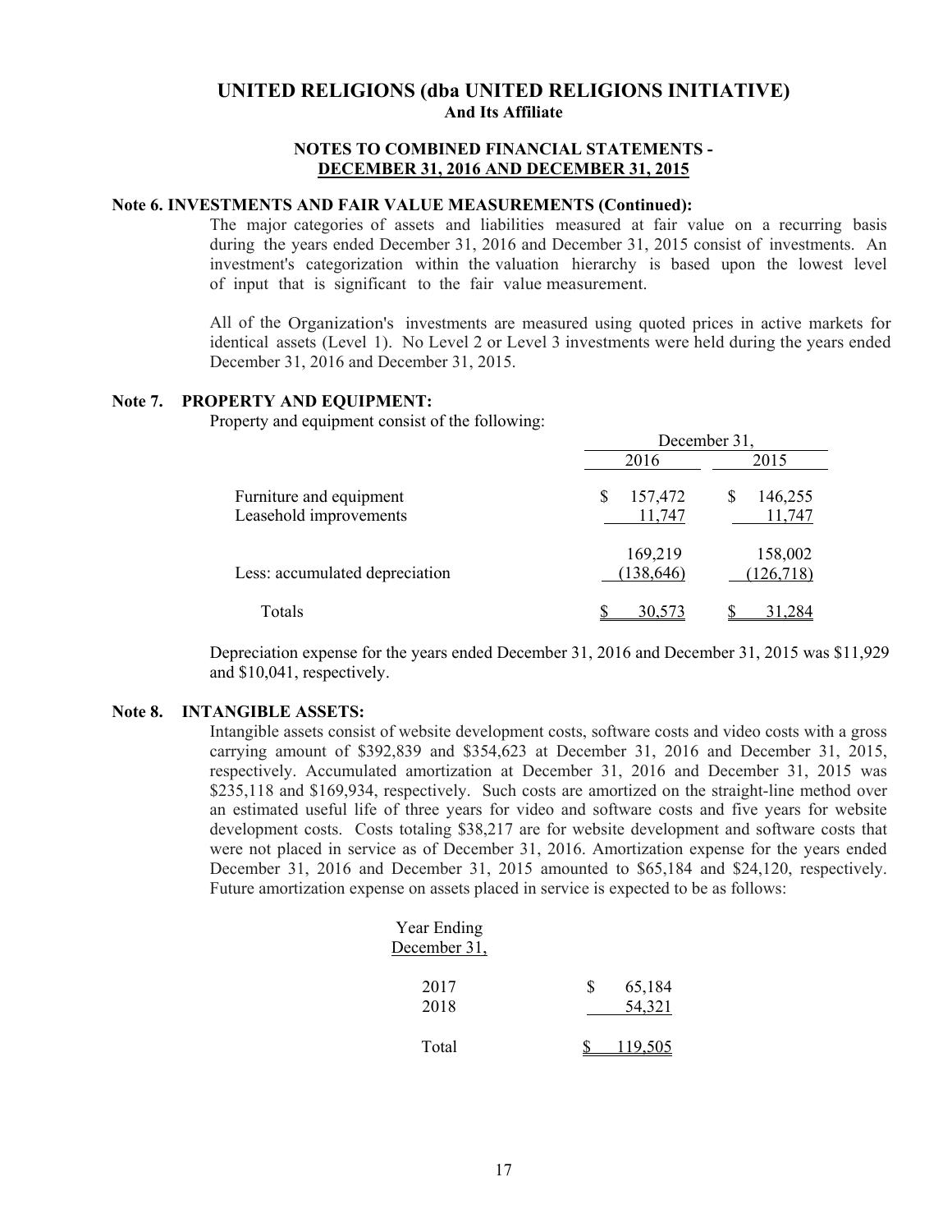# UNITED RELIGIONS (dba UNITED RELIGIONS INITIATIVE)
**And Its Affiliate**

**NOTES TO COMBINED FINANCIAL STATEMENTS -**
**DECEMBER 31, 2016 AND DECEMBER 31, 2015**

**Note 6. INVESTMENTS AND FAIR VALUE MEASUREMENTS (Continued):**

The major categories of assets and liabilities measured at fair value on a recurring basis during the years ended December 31, 2016 and December 31, 2015 consist of investments. An investment's categorization within the valuation hierarchy is based upon the lowest level of input that is significant to the fair value measurement.

All of the Organization's investments are measured using quoted prices in active markets for identical assets (Level 1). No Level 2 or Level 3 investments were held during the years ended December 31, 2016 and December 31, 2015.

**Note 7. PROPERTY AND EQUIPMENT:**

Property and equipment consist of the following:

| | December 31, | |
|---|---|---|
| | 2016 | 2015 |
| Furniture and equipment | $ 157,472 | $ 146,255 |
| Leasehold improvements | 11,747 | 11,747 |
| | 169,219 | 158,002 |
| Less: accumulated depreciation | (138,646) | (126,718) |
| Totals | $ 30,573 | $ 31,284 |

Depreciation expense for the years ended December 31, 2016 and December 31, 2015 was $11,929 and $10,041, respectively.

**Note 8. INTANGIBLE ASSETS:**

Intangible assets consist of website development costs, software costs and video costs with a gross carrying amount of $392,839 and $354,623 at December 31, 2016 and December 31, 2015, respectively. Accumulated amortization at December 31, 2016 and December 31, 2015 was $235,118 and $169,934, respectively. Such costs are amortized on the straight-line method over an estimated useful life of three years for video and software costs and five years for website development costs. Costs totaling $38,217 are for website development and software costs that were not placed in service as of December 31, 2016. Amortization expense for the years ended December 31, 2016 and December 31, 2015 amounted to $65,184 and $24,120, respectively. Future amortization expense on assets placed in service is expected to be as follows:

| Year Ending December 31, | |
|---|---|
| 2017 | $ 65,184 |
| 2018 | 54,321 |
| Total | $ 119,505 |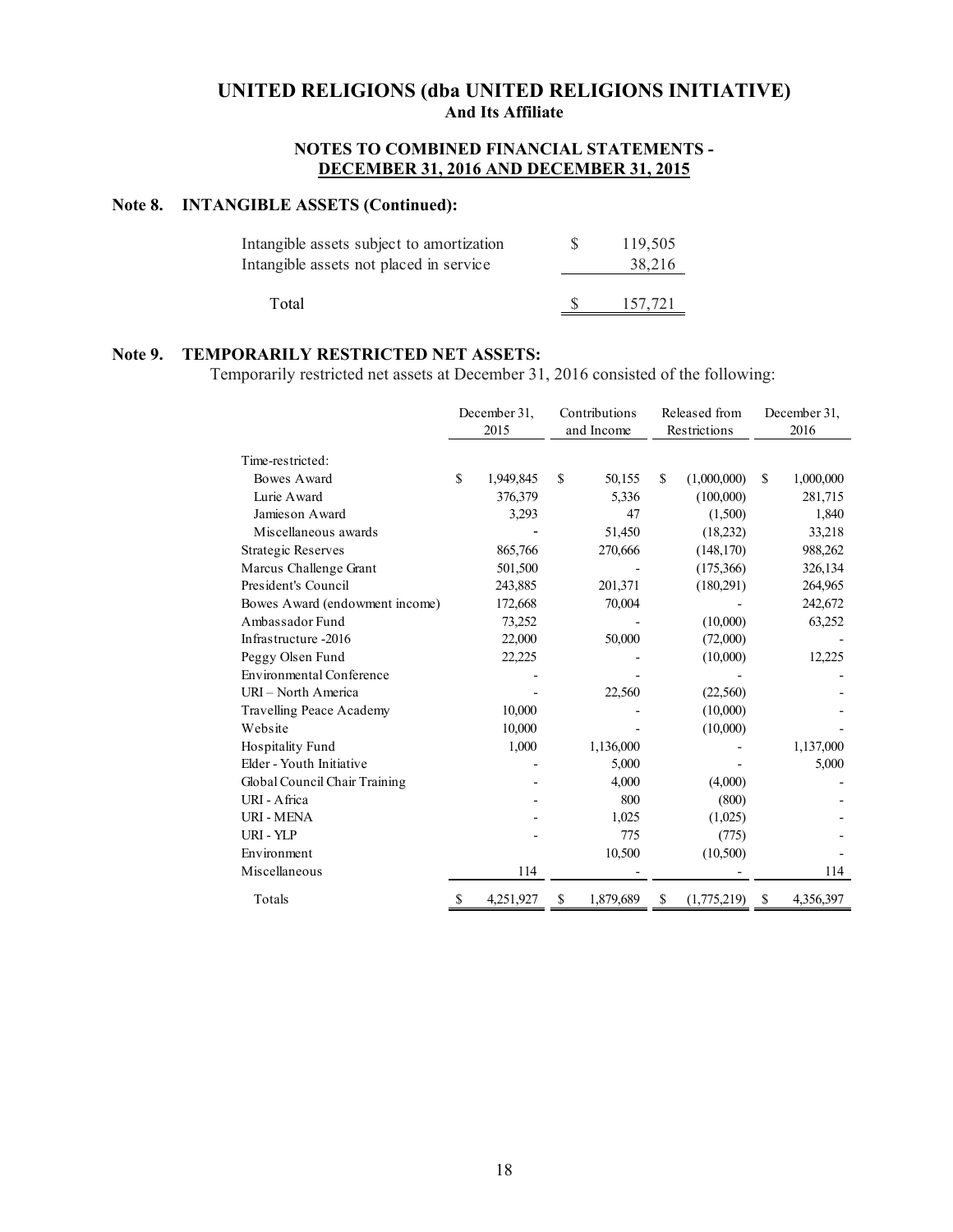# UNITED RELIGIONS (dba UNITED RELIGIONS INITIATIVE)
## And Its Affiliate

### NOTES TO COMBINED FINANCIAL STATEMENTS - DECEMBER 31, 2016 AND DECEMBER 31, 2015

### Note 8. INTANGIBLE ASSETS (Continued):

| | |
|---|---|
| Intangible assets subject to amortization | $ 119,505 |
| Intangible assets not placed in service | 38,216 |
| Total | $ 157,721 |

### Note 9. TEMPORARILY RESTRICTED NET ASSETS:

Temporarily restricted net assets at December 31, 2016 consisted of the following:

| | December 31, 2015 | Contributions and Income | Released from Restrictions | December 31, 2016 |
|---|---|---|---|---|
| Time-restricted: | | | | |
| Bowes Award | $ 1,949,845 | $ 50,155 | $ (1,000,000) | $ 1,000,000 |
| Lurie Award | 376,379 | 5,336 | (100,000) | 281,715 |
| Jamieson Award | 3,293 | 47 | (1,500) | 1,840 |
| Miscellaneous awards | - | 51,450 | (18,232) | 33,218 |
| Strategic Reserves | 865,766 | 270,666 | (148,170) | 988,262 |
| Marcus Challenge Grant | 501,500 | - | (175,366) | 326,134 |
| President's Council | 243,885 | 201,371 | (180,291) | 264,965 |
| Bowes Award (endowment income) | 172,668 | 70,004 | - | 242,672 |
| Ambassador Fund | 73,252 | - | (10,000) | 63,252 |
| Infrastructure -2016 | 22,000 | 50,000 | (72,000) | - |
| Peggy Olsen Fund | 22,225 | - | (10,000) | 12,225 |
| Environmental Conference | - | - | - | - |
| URI – North America | - | 22,560 | (22,560) | - |
| Travelling Peace Academy | 10,000 | - | (10,000) | - |
| Website | 10,000 | - | (10,000) | - |
| Hospitality Fund | 1,000 | 1,136,000 | - | 1,137,000 |
| Elder - Youth Initiative | - | 5,000 | - | 5,000 |
| Global Council Chair Training | - | 4,000 | (4,000) | - |
| URI - Africa | - | 800 | (800) | - |
| URI - MENA | - | 1,025 | (1,025) | - |
| URI - YLP | - | 775 | (775) | - |
| Environment | | 10,500 | (10,500) | - |
| Miscellaneous | 114 | - | - | 114 |
| Totals | $ 4,251,927 | $ 1,879,689 | $ (1,775,219) | $ 4,356,397 |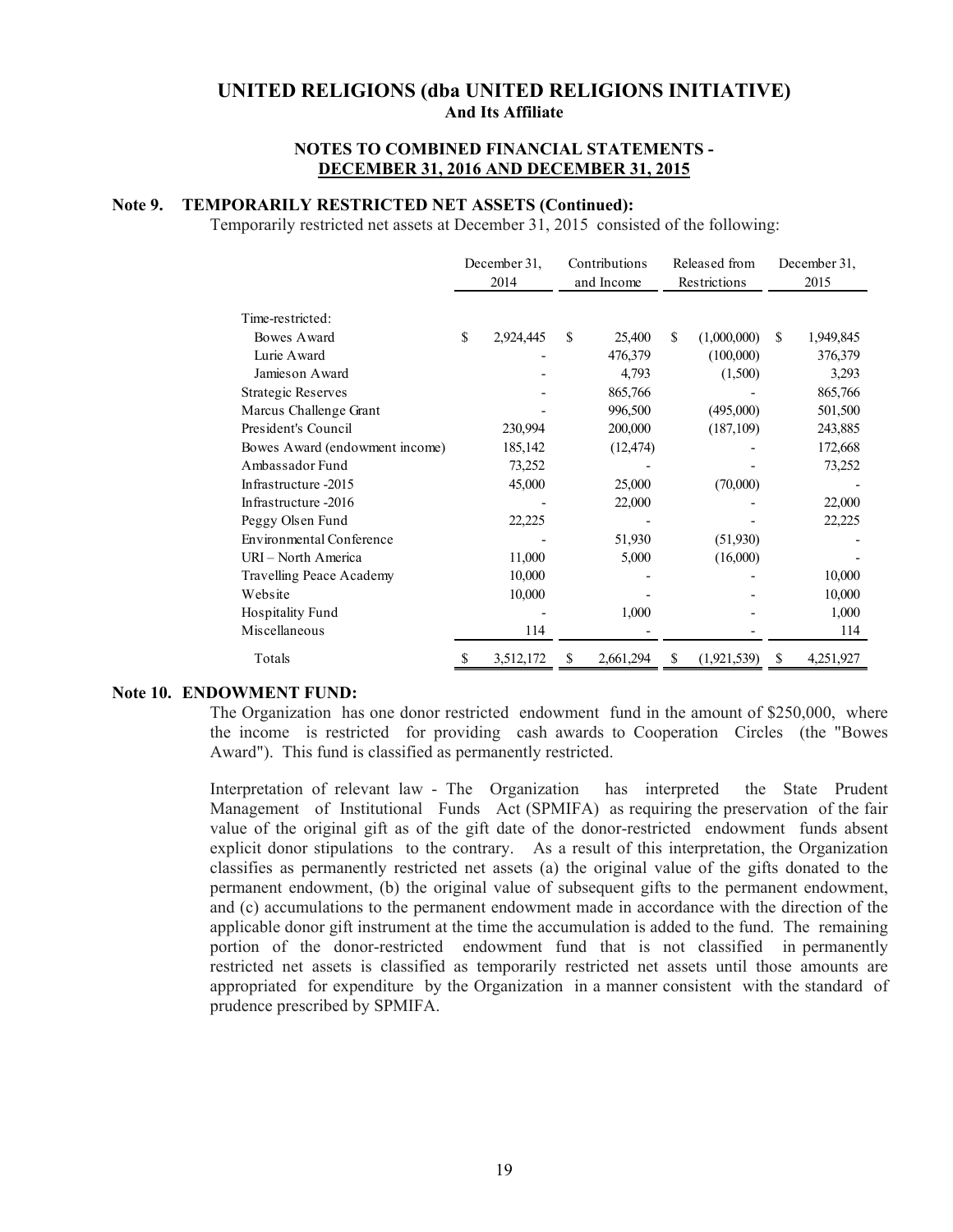# UNITED RELIGIONS (dba UNITED RELIGIONS INITIATIVE)
## And Its Affiliate

### NOTES TO COMBINED FINANCIAL STATEMENTS - DECEMBER 31, 2016 AND DECEMBER 31, 2015

**Note 9. TEMPORARILY RESTRICTED NET ASSETS (Continued):**

Temporarily restricted net assets at December 31, 2015 consisted of the following:

| | December 31, 2014 | Contributions and Income | Released from Restrictions | December 31, 2015 |
|---|---|---|---|---|
| Time-restricted: | | | | |
| Bowes Award | $ 2,924,445 | $ 25,400 | $ (1,000,000) | $ 1,949,845 |
| Lurie Award | - | 476,379 | (100,000) | 376,379 |
| Jamieson Award | - | 4,793 | (1,500) | 3,293 |
| Strategic Reserves | - | 865,766 | - | 865,766 |
| Marcus Challenge Grant | - | 996,500 | (495,000) | 501,500 |
| President's Council | 230,994 | 200,000 | (187,109) | 243,885 |
| Bowes Award (endowment income) | 185,142 | (12,474) | - | 172,668 |
| Ambassador Fund | 73,252 | - | - | 73,252 |
| Infrastructure -2015 | 45,000 | 25,000 | (70,000) | - |
| Infrastructure -2016 | - | 22,000 | - | 22,000 |
| Peggy Olsen Fund | 22,225 | - | - | 22,225 |
| Environmental Conference | - | 51,930 | (51,930) | - |
| URI – North America | 11,000 | 5,000 | (16,000) | - |
| Travelling Peace Academy | 10,000 | - | - | 10,000 |
| Website | 10,000 | - | - | 10,000 |
| Hospitality Fund | - | 1,000 | - | 1,000 |
| Miscellaneous | 114 | - | - | 114 |
| Totals | $ 3,512,172 | $ 2,661,294 | $ (1,921,539) | $ 4,251,927 |

**Note 10. ENDOWMENT FUND:**

The Organization has one donor restricted endowment fund in the amount of $250,000, where the income is restricted for providing cash awards to Cooperation Circles (the "Bowes Award"). This fund is classified as permanently restricted.

Interpretation of relevant law - The Organization has interpreted the State Prudent Management of Institutional Funds Act (SPMIFA) as requiring the preservation of the fair value of the original gift as of the gift date of the donor-restricted endowment funds absent explicit donor stipulations to the contrary. As a result of this interpretation, the Organization classifies as permanently restricted net assets (a) the original value of the gifts donated to the permanent endowment, (b) the original value of subsequent gifts to the permanent endowment, and (c) accumulations to the permanent endowment made in accordance with the direction of the applicable donor gift instrument at the time the accumulation is added to the fund. The remaining portion of the donor-restricted endowment fund that is not classified in permanently restricted net assets is classified as temporarily restricted net assets until those amounts are appropriated for expenditure by the Organization in a manner consistent with the standard of prudence prescribed by SPMIFA.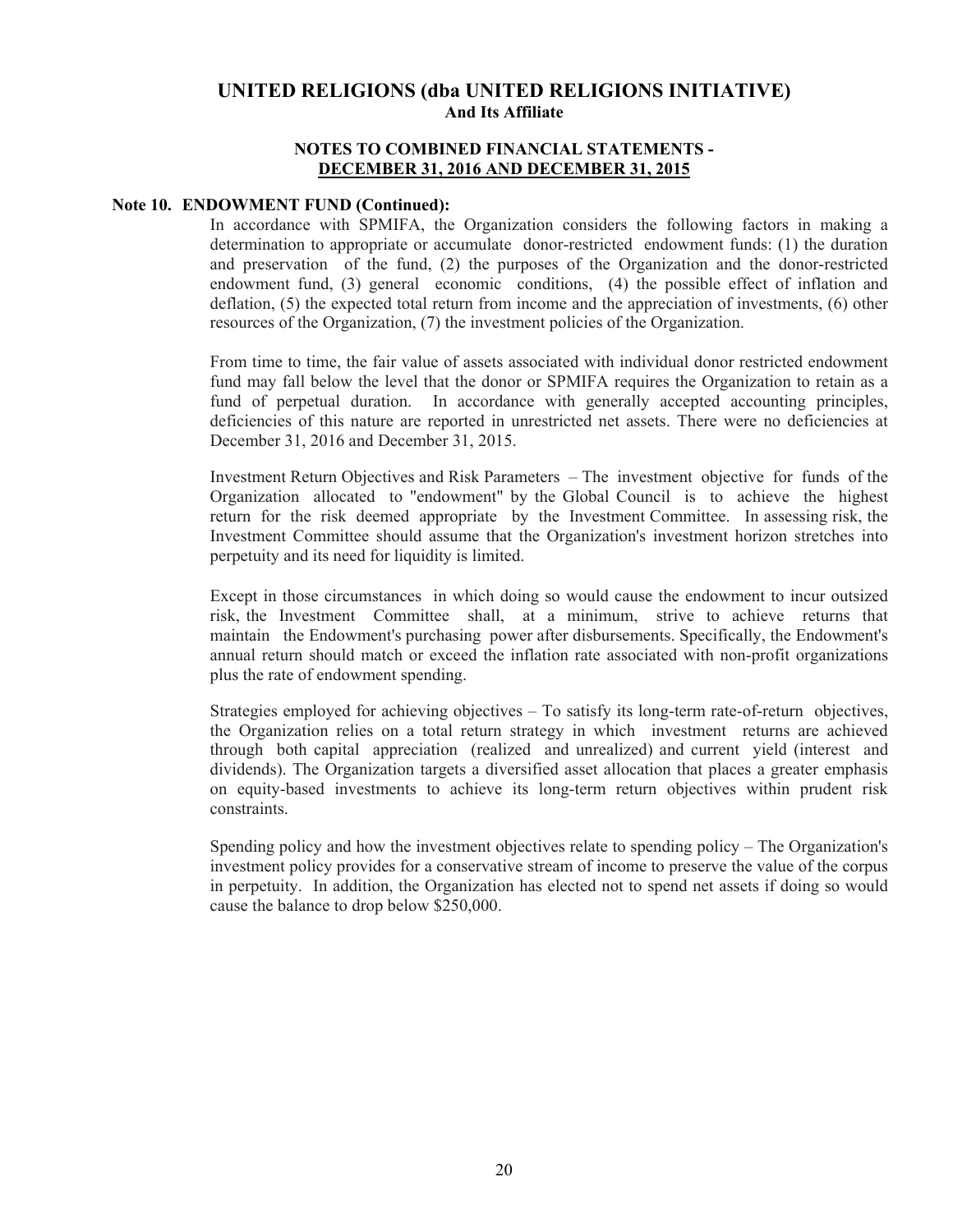# UNITED RELIGIONS (dba UNITED RELIGIONS INITIATIVE)

**And Its Affiliate**

**NOTES TO COMBINED FINANCIAL STATEMENTS - DECEMBER 31, 2016 AND DECEMBER 31, 2015**

## Note 10. ENDOWMENT FUND (Continued):

In accordance with SPMIFA, the Organization considers the following factors in making a determination to appropriate or accumulate donor-restricted endowment funds: (1) the duration and preservation of the fund, (2) the purposes of the Organization and the donor-restricted endowment fund, (3) general economic conditions, (4) the possible effect of inflation and deflation, (5) the expected total return from income and the appreciation of investments, (6) other resources of the Organization, (7) the investment policies of the Organization.

From time to time, the fair value of assets associated with individual donor restricted endowment fund may fall below the level that the donor or SPMIFA requires the Organization to retain as a fund of perpetual duration. In accordance with generally accepted accounting principles, deficiencies of this nature are reported in unrestricted net assets. There were no deficiencies at December 31, 2016 and December 31, 2015.

Investment Return Objectives and Risk Parameters – The investment objective for funds of the Organization allocated to "endowment" by the Global Council is to achieve the highest return for the risk deemed appropriate by the Investment Committee. In assessing risk, the Investment Committee should assume that the Organization's investment horizon stretches into perpetuity and its need for liquidity is limited.

Except in those circumstances in which doing so would cause the endowment to incur outsized risk, the Investment Committee shall, at a minimum, strive to achieve returns that maintain the Endowment's purchasing power after disbursements. Specifically, the Endowment's annual return should match or exceed the inflation rate associated with non-profit organizations plus the rate of endowment spending.

Strategies employed for achieving objectives – To satisfy its long-term rate-of-return objectives, the Organization relies on a total return strategy in which investment returns are achieved through both capital appreciation (realized and unrealized) and current yield (interest and dividends). The Organization targets a diversified asset allocation that places a greater emphasis on equity-based investments to achieve its long-term return objectives within prudent risk constraints.

Spending policy and how the investment objectives relate to spending policy – The Organization's investment policy provides for a conservative stream of income to preserve the value of the corpus in perpetuity. In addition, the Organization has elected not to spend net assets if doing so would cause the balance to drop below $250,000.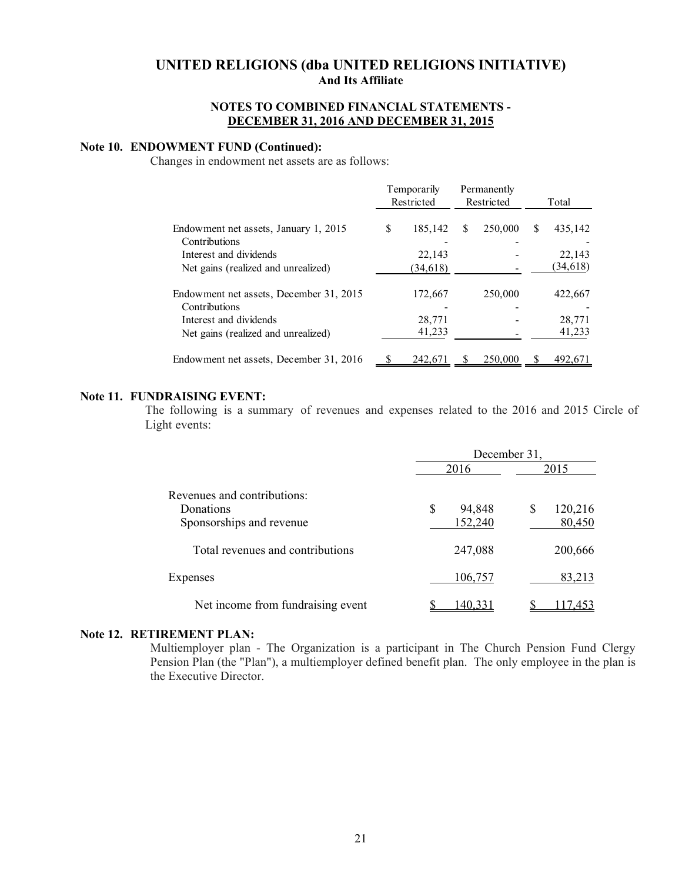# UNITED RELIGIONS (dba UNITED RELIGIONS INITIATIVE)
**And Its Affiliate**

**NOTES TO COMBINED FINANCIAL STATEMENTS - DECEMBER 31, 2016 AND DECEMBER 31, 2015**

### Note 10. ENDOWMENT FUND (Continued):

Changes in endowment net assets are as follows:

| | Temporarily Restricted | Permanently Restricted | Total |
|---|---|---|---|
| Endowment net assets, January 1, 2015 | $ 185,142 | $ 250,000 | $ 435,142 |
| Contributions | - | - | - |
| Interest and dividends | 22,143 | - | 22,143 |
| Net gains (realized and unrealized) | (34,618) | - | (34,618) |
| Endowment net assets, December 31, 2015 | 172,667 | 250,000 | 422,667 |
| Contributions | - | - | - |
| Interest and dividends | 28,771 | - | 28,771 |
| Net gains (realized and unrealized) | 41,233 | - | 41,233 |
| Endowment net assets, December 31, 2016 | $ 242,671 | $ 250,000 | $ 492,671 |

### Note 11. FUNDRAISING EVENT:

The following is a summary of revenues and expenses related to the 2016 and 2015 Circle of Light events:

| | December 31, | |
|---|---|---|
| | 2016 | 2015 |
| Revenues and contributions: | | |
| Donations | $ 94,848 | $ 120,216 |
| Sponsorships and revenue | 152,240 | 80,450 |
| Total revenues and contributions | 247,088 | 200,666 |
| Expenses | 106,757 | 83,213 |
| Net income from fundraising event | $ 140,331 | $ 117,453 |

### Note 12. RETIREMENT PLAN:

Multiemployer plan - The Organization is a participant in The Church Pension Fund Clergy Pension Plan (the "Plan"), a multiemployer defined benefit plan. The only employee in the plan is the Executive Director.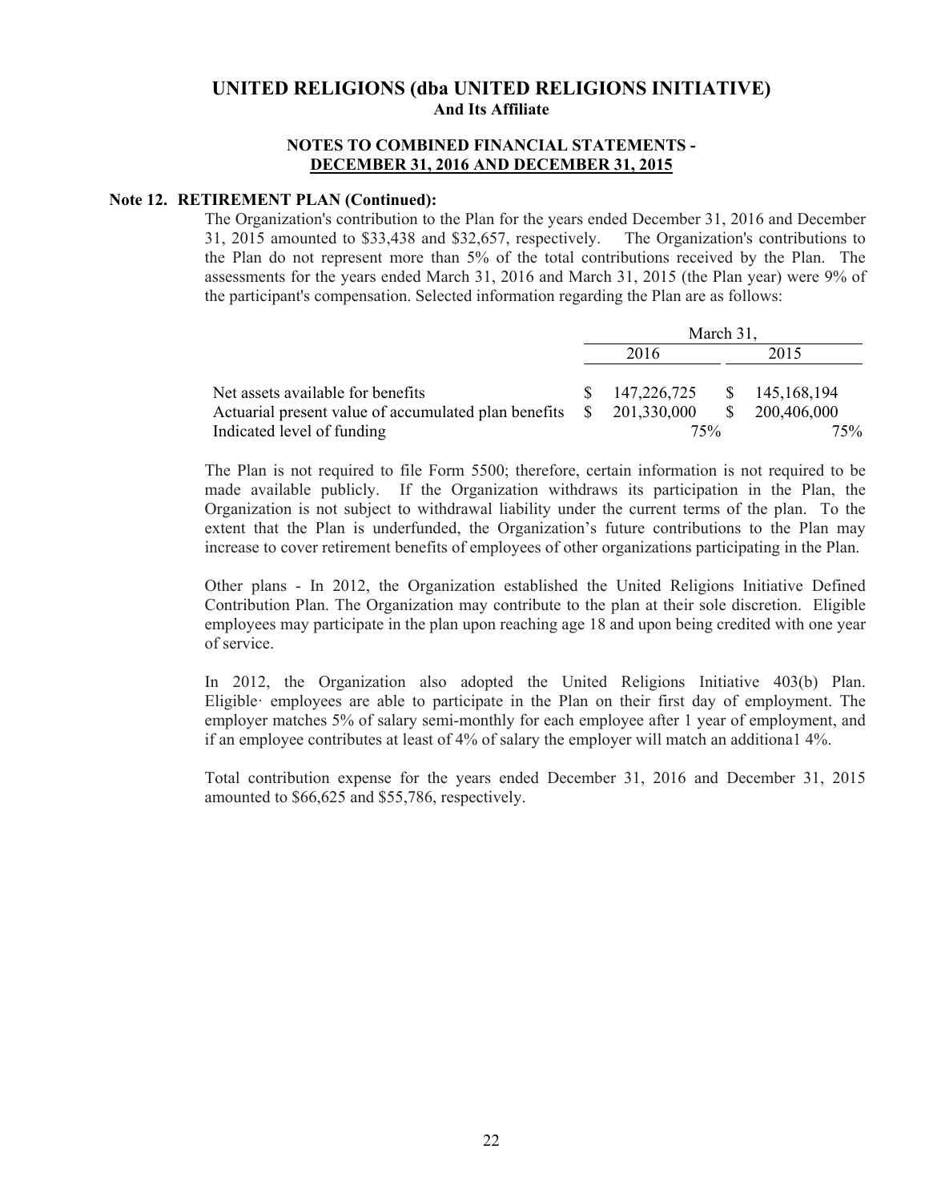# UNITED RELIGIONS (dba UNITED RELIGIONS INITIATIVE)
**And Its Affiliate**

**NOTES TO COMBINED FINANCIAL STATEMENTS - DECEMBER 31, 2016 AND DECEMBER 31, 2015**

**Note 12. RETIREMENT PLAN (Continued):**

The Organization's contribution to the Plan for the years ended December 31, 2016 and December 31, 2015 amounted to $33,438 and $32,657, respectively. The Organization's contributions to the Plan do not represent more than 5% of the total contributions received by the Plan. The assessments for the years ended March 31, 2016 and March 31, 2015 (the Plan year) were 9% of the participant's compensation. Selected information regarding the Plan are as follows:

| | March 31, | |
|---|---|---|
| | 2016 | 2015 |
| Net assets available for benefits | $ 147,226,725 | $ 145,168,194 |
| Actuarial present value of accumulated plan benefits | $ 201,330,000 | $ 200,406,000 |
| Indicated level of funding | 75% | 75% |

The Plan is not required to file Form 5500; therefore, certain information is not required to be made available publicly. If the Organization withdraws its participation in the Plan, the Organization is not subject to withdrawal liability under the current terms of the plan. To the extent that the Plan is underfunded, the Organization's future contributions to the Plan may increase to cover retirement benefits of employees of other organizations participating in the Plan.

Other plans - In 2012, the Organization established the United Religions Initiative Defined Contribution Plan. The Organization may contribute to the plan at their sole discretion. Eligible employees may participate in the plan upon reaching age 18 and upon being credited with one year of service.

In 2012, the Organization also adopted the United Religions Initiative 403(b) Plan. Eligible· employees are able to participate in the Plan on their first day of employment. The employer matches 5% of salary semi-monthly for each employee after 1 year of employment, and if an employee contributes at least of 4% of salary the employer will match an additiona1 4%.

Total contribution expense for the years ended December 31, 2016 and December 31, 2015 amounted to $66,625 and $55,786, respectively.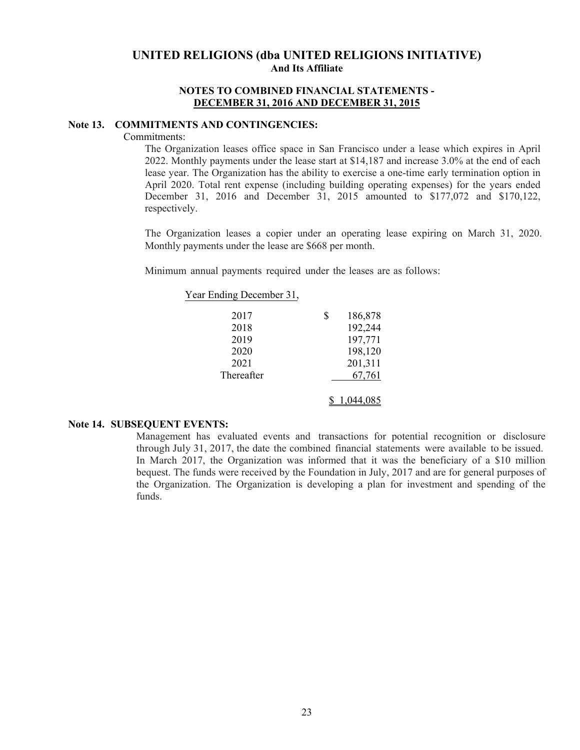# UNITED RELIGIONS (dba UNITED RELIGIONS INITIATIVE)
**And Its Affiliate**

**NOTES TO COMBINED FINANCIAL STATEMENTS - DECEMBER 31, 2016 AND DECEMBER 31, 2015**

## Note 13. COMMITMENTS AND CONTINGENCIES:

Commitments:

The Organization leases office space in San Francisco under a lease which expires in April 2022. Monthly payments under the lease start at $14,187 and increase 3.0% at the end of each lease year. The Organization has the ability to exercise a one-time early termination option in April 2020. Total rent expense (including building operating expenses) for the years ended December 31, 2016 and December 31, 2015 amounted to $177,072 and $170,122, respectively.

The Organization leases a copier under an operating lease expiring on March 31, 2020. Monthly payments under the lease are $668 per month.

Minimum annual payments required under the leases are as follows:

| Year Ending December 31, | |
|---|---|
| 2017 | $ 186,878 |
| 2018 | 192,244 |
| 2019 | 197,771 |
| 2020 | 198,120 |
| 2021 | 201,311 |
| Thereafter | 67,761 |
| | $ 1,044,085 |

## Note 14. SUBSEQUENT EVENTS:

Management has evaluated events and transactions for potential recognition or disclosure through July 31, 2017, the date the combined financial statements were available to be issued. In March 2017, the Organization was informed that it was the beneficiary of a $10 million bequest. The funds were received by the Foundation in July, 2017 and are for general purposes of the Organization. The Organization is developing a plan for investment and spending of the funds.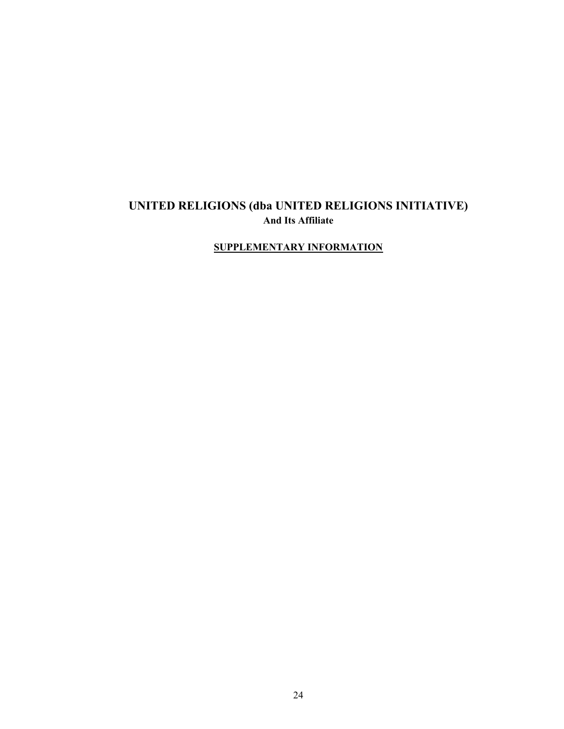# UNITED RELIGIONS (dba UNITED RELIGIONS INITIATIVE)

**And Its Affiliate**

**SUPPLEMENTARY INFORMATION**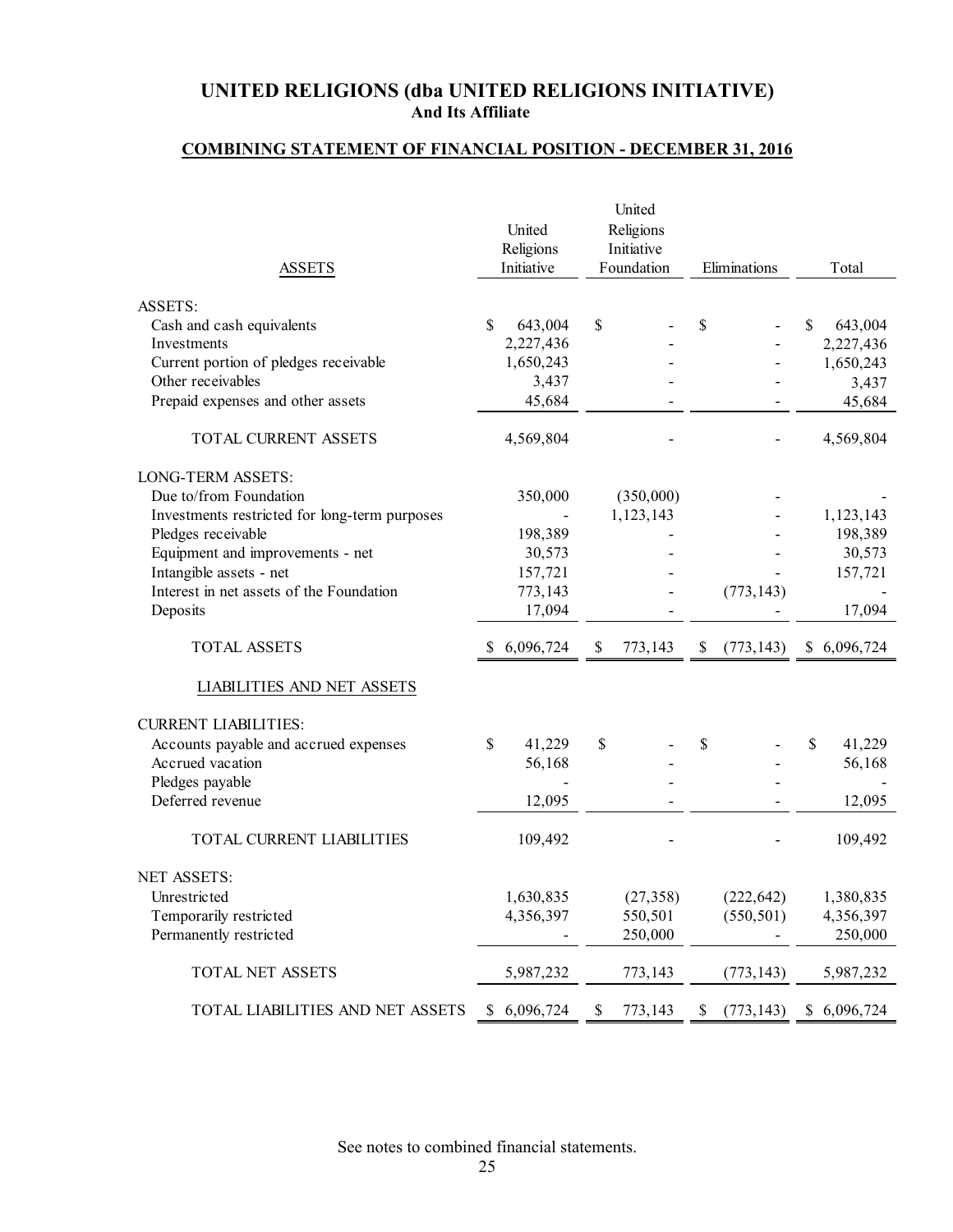# UNITED RELIGIONS (dba UNITED RELIGIONS INITIATIVE)
## And Its Affiliate

### COMBINING STATEMENT OF FINANCIAL POSITION - DECEMBER 31, 2016

| ASSETS | United Religions Initiative | United Religions Initiative Foundation | Eliminations | Total |
|---|---|---|---|---|
| ASSETS: | | | | |
| Cash and cash equivalents | $ 643,004 | $ - | $ - | $ 643,004 |
| Investments | 2,227,436 | - | - | 2,227,436 |
| Current portion of pledges receivable | 1,650,243 | - | - | 1,650,243 |
| Other receivables | 3,437 | - | - | 3,437 |
| Prepaid expenses and other assets | 45,684 | - | - | 45,684 |
| TOTAL CURRENT ASSETS | 4,569,804 | - | - | 4,569,804 |
| LONG-TERM ASSETS: | | | | |
| Due to/from Foundation | 350,000 | (350,000) | - | - |
| Investments restricted for long-term purposes | - | 1,123,143 | - | 1,123,143 |
| Pledges receivable | 198,389 | - | - | 198,389 |
| Equipment and improvements - net | 30,573 | - | - | 30,573 |
| Intangible assets - net | 157,721 | - | - | 157,721 |
| Interest in net assets of the Foundation | 773,143 | - | (773,143) | - |
| Deposits | 17,094 | - | - | 17,094 |
| TOTAL ASSETS | $ 6,096,724 | $ 773,143 | $ (773,143) | $ 6,096,724 |
| LIABILITIES AND NET ASSETS | | | | |
| CURRENT LIABILITIES: | | | | |
| Accounts payable and accrued expenses | $ 41,229 | $ - | $ - | $ 41,229 |
| Accrued vacation | 56,168 | - | - | 56,168 |
| Pledges payable | - | - | - | - |
| Deferred revenue | 12,095 | - | - | 12,095 |
| TOTAL CURRENT LIABILITIES | 109,492 | - | - | 109,492 |
| NET ASSETS: | | | | |
| Unrestricted | 1,630,835 | (27,358) | (222,642) | 1,380,835 |
| Temporarily restricted | 4,356,397 | 550,501 | (550,501) | 4,356,397 |
| Permanently restricted | - | 250,000 | - | 250,000 |
| TOTAL NET ASSETS | 5,987,232 | 773,143 | (773,143) | 5,987,232 |
| TOTAL LIABILITIES AND NET ASSETS | $ 6,096,724 | $ 773,143 | $ (773,143) | $ 6,096,724 |

See notes to combined financial statements.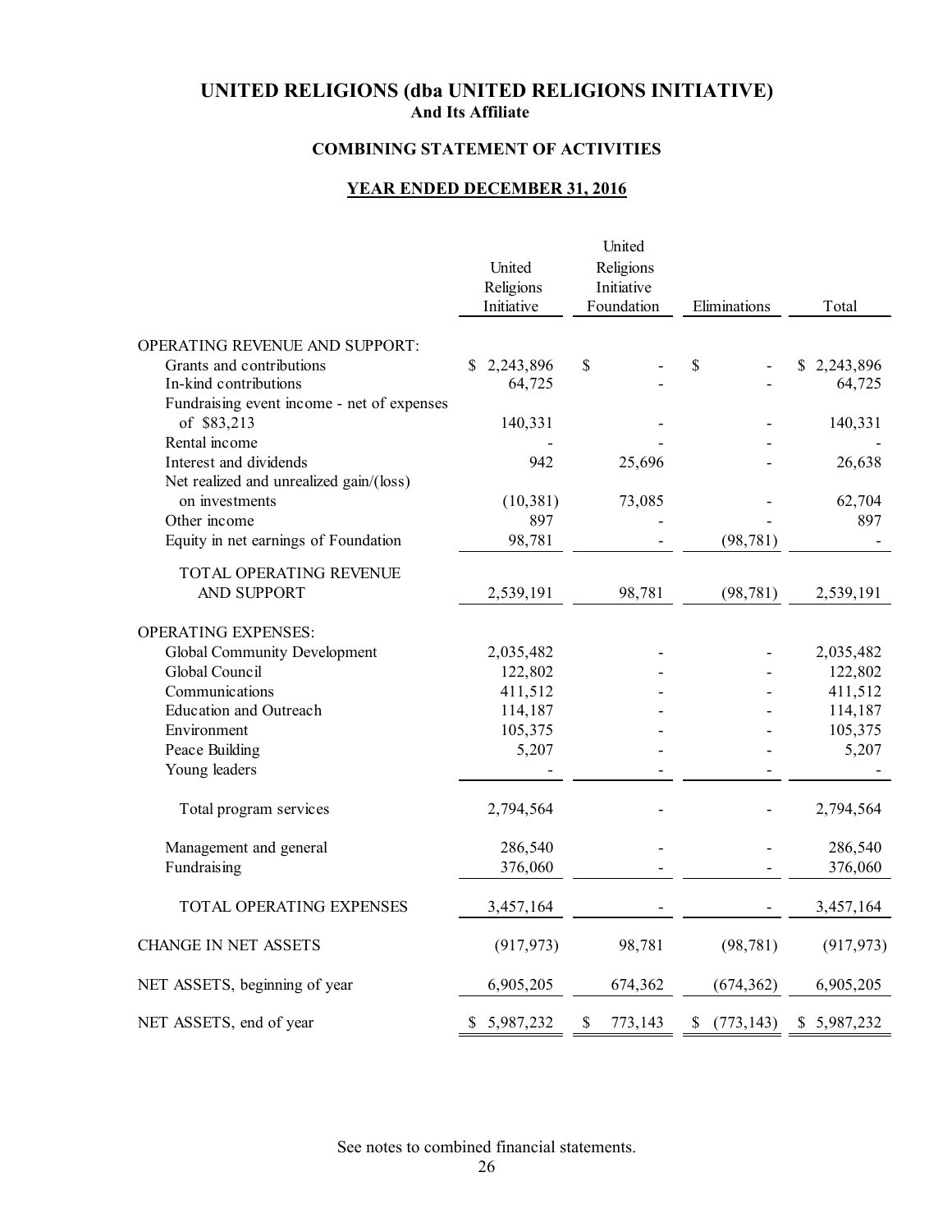# UNITED RELIGIONS (dba UNITED RELIGIONS INITIATIVE)
**And Its Affiliate**

**COMBINING STATEMENT OF ACTIVITIES**

**YEAR ENDED DECEMBER 31, 2016**

| | United Religions Initiative | United Religions Initiative Foundation | Eliminations | Total |
|---|---|---|---|---|
| OPERATING REVENUE AND SUPPORT: | | | | |
| Grants and contributions | $ 2,243,896 | $ - | $ - | $ 2,243,896 |
| In-kind contributions | 64,725 | - | - | 64,725 |
| Fundraising event income - net of expenses of $83,213 | 140,331 | - | - | 140,331 |
| Rental income | - | - | - | - |
| Interest and dividends | 942 | 25,696 | - | 26,638 |
| Net realized and unrealized gain/(loss) on investments | (10,381) | 73,085 | - | 62,704 |
| Other income | 897 | - | - | 897 |
| Equity in net earnings of Foundation | 98,781 | - | (98,781) | - |
| TOTAL OPERATING REVENUE AND SUPPORT | 2,539,191 | 98,781 | (98,781) | 2,539,191 |
| OPERATING EXPENSES: | | | | |
| Global Community Development | 2,035,482 | - | - | 2,035,482 |
| Global Council | 122,802 | - | - | 122,802 |
| Communications | 411,512 | - | - | 411,512 |
| Education and Outreach | 114,187 | - | - | 114,187 |
| Environment | 105,375 | - | - | 105,375 |
| Peace Building | 5,207 | - | - | 5,207 |
| Young leaders | - | - | - | - |
| Total program services | 2,794,564 | - | - | 2,794,564 |
| Management and general | 286,540 | - | - | 286,540 |
| Fundraising | 376,060 | - | - | 376,060 |
| TOTAL OPERATING EXPENSES | 3,457,164 | - | - | 3,457,164 |
| CHANGE IN NET ASSETS | (917,973) | 98,781 | (98,781) | (917,973) |
| NET ASSETS, beginning of year | 6,905,205 | 674,362 | (674,362) | 6,905,205 |
| NET ASSETS, end of year | $ 5,987,232 | $ 773,143 | $ (773,143) | $ 5,987,232 |

See notes to combined financial statements.